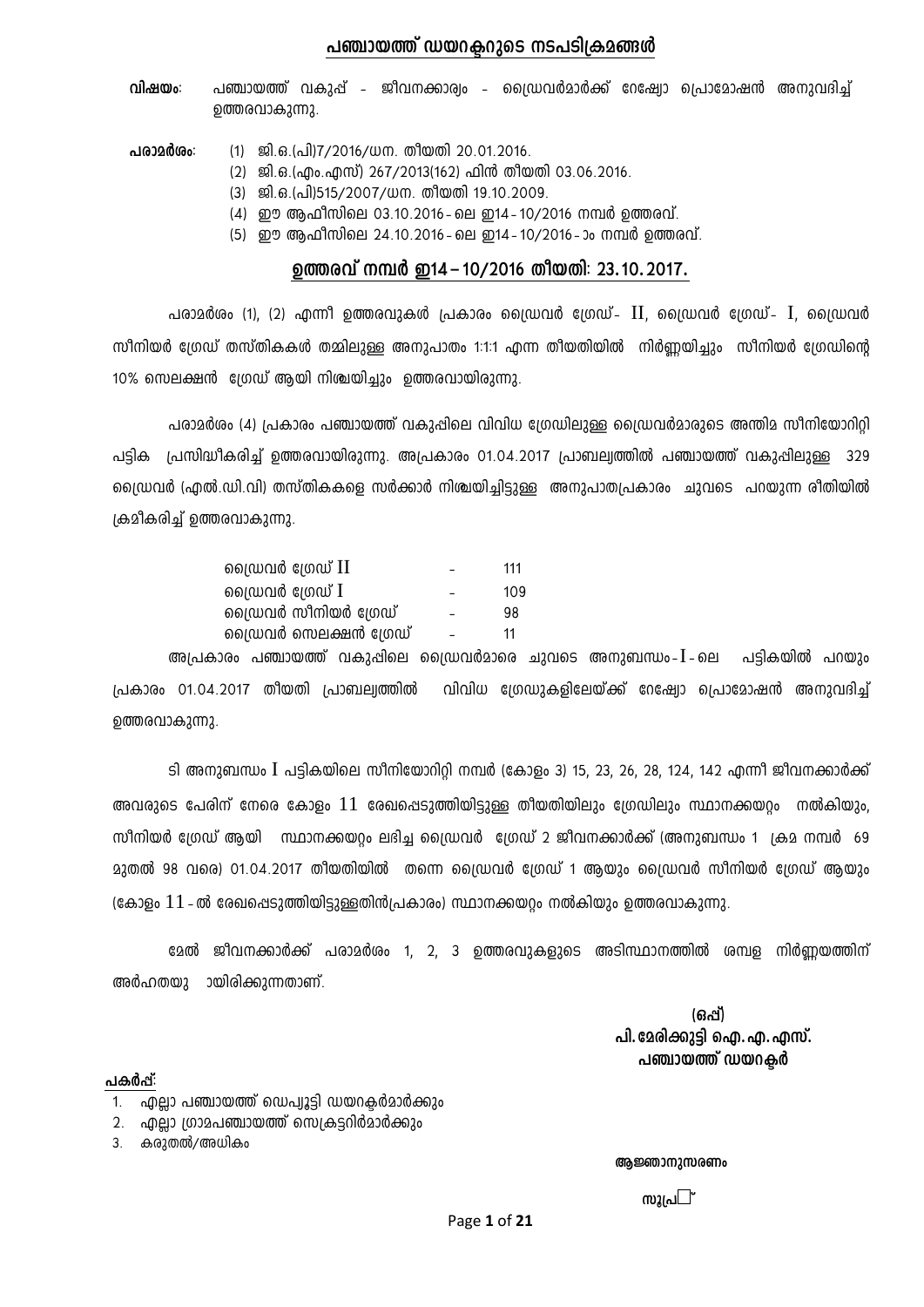# പഞ്ചായത്ത് ഡയറക്ടറുടെ നടപടിക്രമങ്ങൾ

**വിഷയം:** പഞ്ചായത്ത് വകുപ്പ് - ജീവനക്കാര്യം - ഡ്രൈവർമാർക്ക് റേഷ്യോ പ്രൊമോഷൻ അനുവദിച്ച് ഉത്തരവാകുന്നു.

**പരാമർശം:**
(1) ജി.ഒ.(പി)7/2016/ധന. തീയതി 20.01.2016.
(2) ജി.ഒ.(എം.എസ്) 267/2013(162) ഫിൻ തീയതി 03.06.2016.
(3) ജി.ഒ.(പി)515/2007/ധന. തീയതി 19.10.2009.
(4) ഈ ആഫീസിലെ 03.10.2016 - ലെ ഇ14 - 10/2016 നമ്പർ ഉത്തരവ്.
(5) ഈ ആഫീസിലെ 24.10.2016 - ലെ ഇ14 - 10/2016 - ാം നമ്പർ ഉത്തരവ്.

## ഉത്തരവ് നമ്പർ ഇ14 – 10/2016 തീയതി: 23.10.2017.

പരാമർശം (1), (2) എന്നീ ഉത്തരവുകൾ പ്രകാരം ഡ്രൈവർ ഗ്രേഡ്- II, ഡ്രൈവർ ഗ്രേഡ്- I, ഡ്രൈവർ സീനിയർ ഗ്രേഡ് തസ്തികകൾ തമ്മിലുള്ള അനുപാതം 1:1:1 എന്ന തീയതിയിൽ നിർണ്ണയിച്ചും സീനിയർ ഗ്രേഡിന്റെ 10% സെലക്ഷൻ ഗ്രേഡ് ആയി നിശ്ചയിച്ചും ഉത്തരവായിരുന്നു.

പരാമർശം (4) പ്രകാരം പഞ്ചായത്ത് വകുപ്പിലെ വിവിധ ഗ്രേഡിലുള്ള ഡ്രൈവർമാരുടെ അന്തിമ സീനിയോറിറ്റി പട്ടിക പ്രസിദ്ധീകരിച്ച് ഉത്തരവായിരുന്നു. അപ്രകാരം 01.04.2017 പ്രാബല്യത്തിൽ പഞ്ചായത്ത് വകുപ്പിലുള്ള 329 ഡ്രൈവർ (എൽ.ഡി.വി) തസ്തികകളെ സർക്കാർ നിശ്ചയിച്ചിട്ടുള്ള അനുപാതപ്രകാരം ചുവടെ പറയുന്ന രീതിയിൽ ക്രമീകരിച്ച് ഉത്തരവാകുന്നു.

| | | |
|---|---|---|
| ഡ്രൈവർ ഗ്രേഡ് II | - | 111 |
| ഡ്രൈവർ ഗ്രേഡ് I | - | 109 |
| ഡ്രൈവർ സീനിയർ ഗ്രേഡ് | - | 98 |
| ഡ്രൈവർ സെലക്ഷൻ ഗ്രേഡ് | - | 11 |

അപ്രകാരം പഞ്ചായത്ത് വകുപ്പിലെ ഡ്രൈവർമാരെ ചുവടെ അനുബന്ധം-I-ലെ പട്ടികയിൽ പറയും പ്രകാരം 01.04.2017 തീയതി പ്രാബല്യത്തിൽ വിവിധ ഗ്രേഡുകളിലേയ്ക്ക് റേഷ്യോ പ്രൊമോഷൻ അനുവദിച്ച് ഉത്തരവാകുന്നു.

ടി അനുബന്ധം I പട്ടികയിലെ സീനിയോറിറ്റി നമ്പർ (കോളം 3) 15, 23, 26, 28, 124, 142 എന്നീ ജീവനക്കാർക്ക് അവരുടെ പേരിന് നേരെ കോളം 11 രേഖപ്പെടുത്തിയിട്ടുള്ള തീയതിയിലും ഗ്രേഡിലും സ്ഥാനക്കയറ്റം നൽകിയും, സീനിയർ ഗ്രേഡ് ആയി സ്ഥാനക്കയറ്റം ലഭിച്ച ഡ്രൈവർ ഗ്രേഡ് 2 ജീവനക്കാർക്ക് (അനുബന്ധം 1 ക്രമ നമ്പർ 69 മുതൽ 98 വരെ) 01.04.2017 തീയതിയിൽ തന്നെ ഡ്രൈവർ ഗ്രേഡ് 1 ആയും ഡ്രൈവർ സീനിയർ ഗ്രേഡ് ആയും (കോളം 11 - ൽ രേഖപ്പെടുത്തിയിട്ടുള്ളതിൻപ്രകാരം) സ്ഥാനക്കയറ്റം നൽകിയും ഉത്തരവാകുന്നു.

മേൽ ജീവനക്കാർക്ക് പരാമർശം 1, 2, 3 ഉത്തരവുകളുടെ അടിസ്ഥാനത്തിൽ ശമ്പള നിർണ്ണയത്തിന് അർഹതയു ായിരിക്കുന്നതാണ്.

**(ഒപ്പ്)**
**പി. മേരിക്കുട്ടി ഐ.എ.എസ്.**
**പഞ്ചായത്ത് ഡയറക്ടർ**

**പകർപ്പ്:**
1. എല്ലാ പഞ്ചായത്ത് ഡെപ്യൂട്ടി ഡയറക്ടർമാർക്കും
2. എല്ലാ ഗ്രാമപഞ്ചായത്ത് സെക്രട്ടറിമാർക്കും
3. കരുതൽ/അധികം

**ആജ്ഞാനുസരണം**

**സൂപ്ര**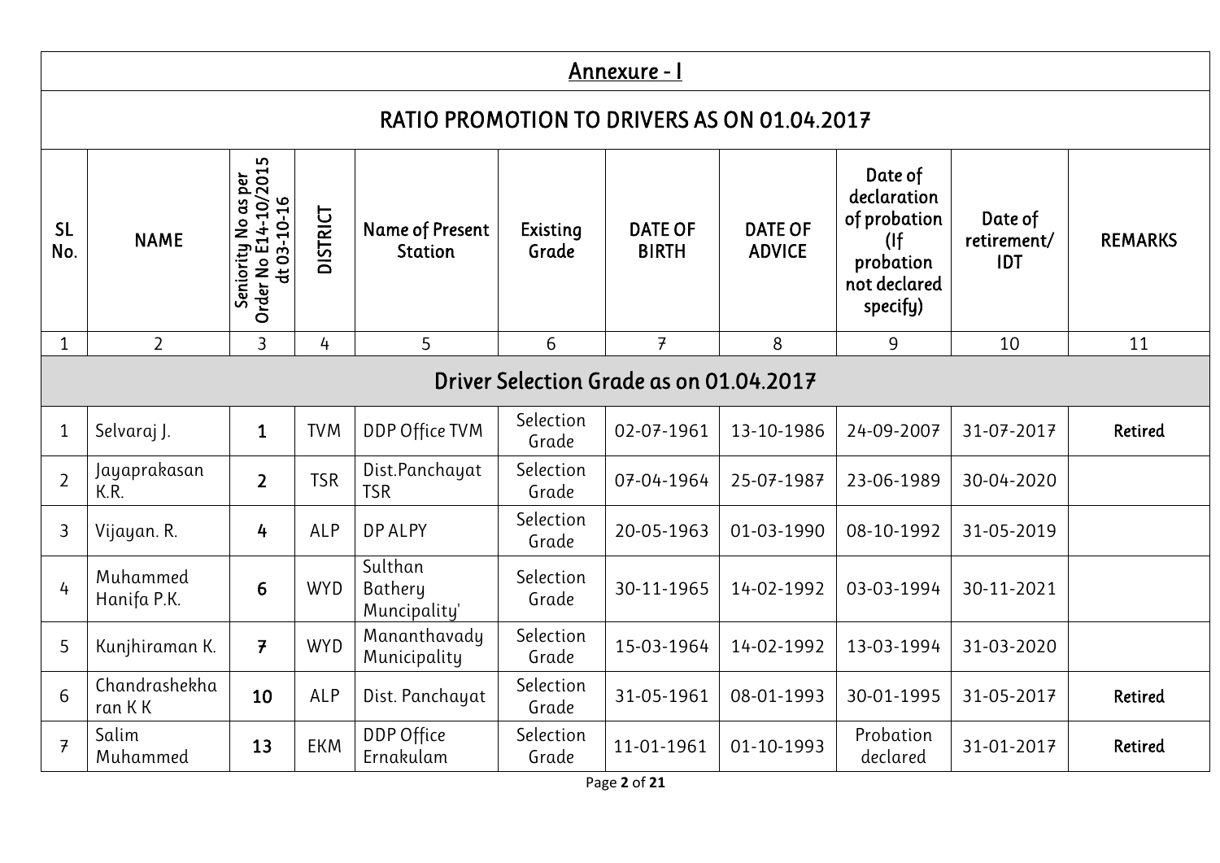## Annexure - I

## RATIO PROMOTION TO DRIVERS AS ON 01.04.2017

| SL No. | NAME | Seniority No as per Order No E14-10/2015 dt 03-10-16 | DISTRICT | Name of Present Station | Existing Grade | DATE OF BIRTH | DATE OF ADVICE | Date of declaration of probation (If probation not declared specify) | Date of retirement/ IDT | REMARKS |
|---|---|---|---|---|---|---|---|---|---|---|
| 1 | 2 | 3 | 4 | 5 | 6 | 7 | 8 | 9 | 10 | 11 |
| **Driver Selection Grade as on 01.04.2017** | | | | | | | | | | |
| 1 | Selvaraj J. | **1** | TVM | DDP Office TVM | Selection Grade | 02-07-1961 | 13-10-1986 | 24-09-2007 | 31-07-2017 | **Retired** |
| 2 | Jayaprakasan K.R. | **2** | TSR | Dist.Panchayat TSR | Selection Grade | 07-04-1964 | 25-07-1987 | 23-06-1989 | 30-04-2020 | |
| 3 | Vijayan. R. | **4** | ALP | DP ALPY | Selection Grade | 20-05-1963 | 01-03-1990 | 08-10-1992 | 31-05-2019 | |
| 4 | Muhammed Hanifa P.K. | **6** | WYD | Sulthan Bathery Muncipality' | Selection Grade | 30-11-1965 | 14-02-1992 | 03-03-1994 | 30-11-2021 | |
| 5 | Kunjhiraman K. | **7** | WYD | Mananthavady Municipality | Selection Grade | 15-03-1964 | 14-02-1992 | 13-03-1994 | 31-03-2020 | |
| 6 | Chandrashekharan K K | **10** | ALP | Dist. Panchayat | Selection Grade | 31-05-1961 | 08-01-1993 | 30-01-1995 | 31-05-2017 | **Retired** |
| 7 | Salim Muhammed | **13** | EKM | DDP Office Ernakulam | Selection Grade | 11-01-1961 | 01-10-1993 | Probation declared | 31-01-2017 | **Retired** |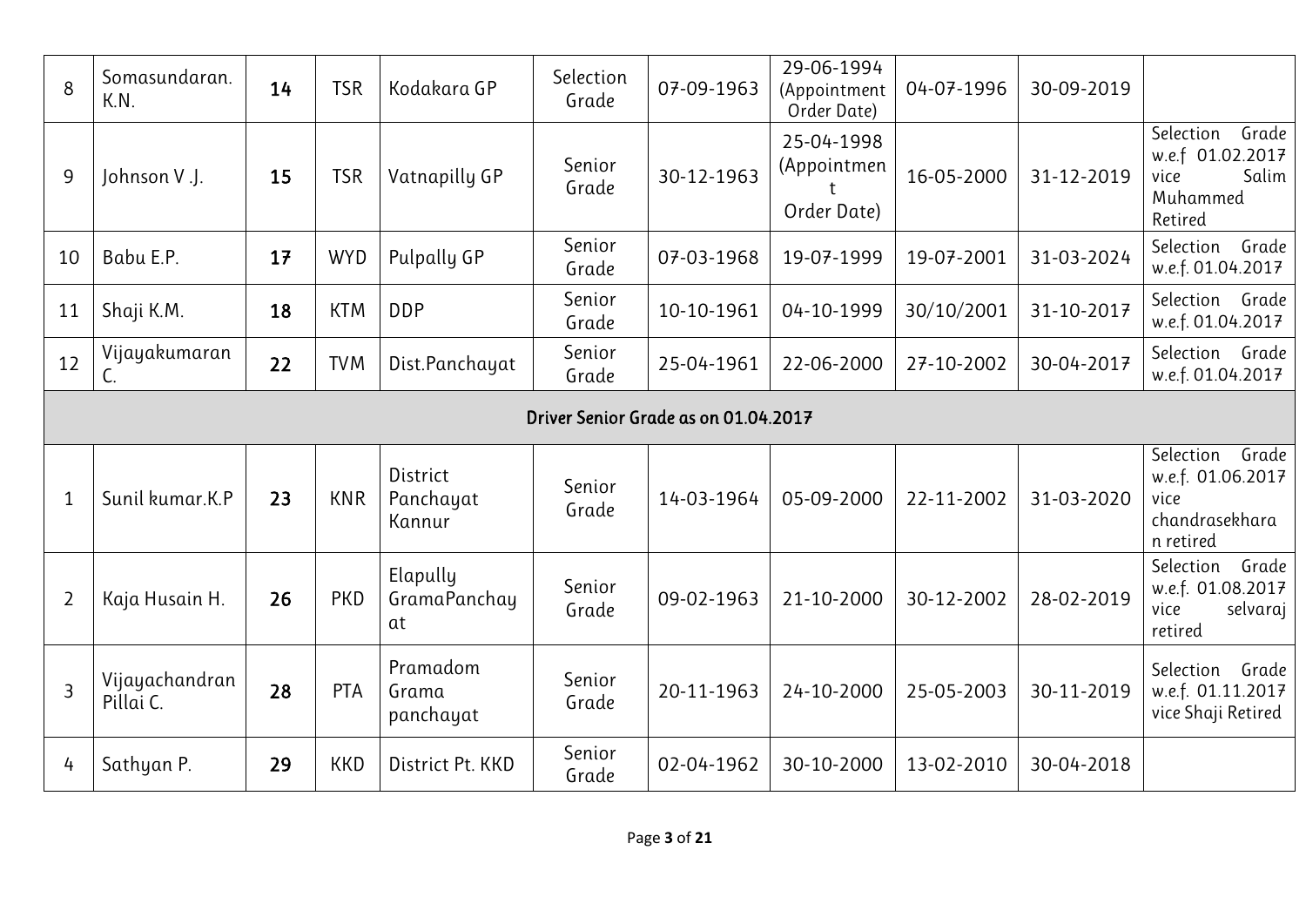| 8 | Somasundaran. K.N. | **14** | TSR | Kodakara GP | Selection Grade | 07-09-1963 | 29-06-1994 (Appointment Order Date) | 04-07-1996 | 30-09-2019 | |
|---|---|---|---|---|---|---|---|---|---|---|
| 9 | Johnson V .J. | **15** | TSR | Vatnapilly GP | Senior Grade | 30-12-1963 | 25-04-1998 (Appointment Order Date) | 16-05-2000 | 31-12-2019 | Selection Grade w.e.f 01.02.2017 vice Salim Muhammed Retired |
| 10 | Babu E.P. | **17** | WYD | Pulpally GP | Senior Grade | 07-03-1968 | 19-07-1999 | 19-07-2001 | 31-03-2024 | Selection Grade w.e.f. 01.04.2017 |
| 11 | Shaji K.M. | **18** | KTM | DDP | Senior Grade | 10-10-1961 | 04-10-1999 | 30/10/2001 | 31-10-2017 | Selection Grade w.e.f. 01.04.2017 |
| 12 | Vijayakumaran C. | **22** | TVM | Dist.Panchayat | Senior Grade | 25-04-1961 | 22-06-2000 | 27-10-2002 | 30-04-2017 | Selection Grade w.e.f. 01.04.2017 |
| | | | | | **Driver Senior Grade as on 01.04.2017** | | | | | |
| 1 | Sunil kumar.K.P | **23** | KNR | District Panchayat Kannur | Senior Grade | 14-03-1964 | 05-09-2000 | 22-11-2002 | 31-03-2020 | Selection Grade w.e.f. 01.06.2017 vice chandrasekharan retired |
| 2 | Kaja Husain H. | **26** | PKD | Elapully GramaPanchayat | Senior Grade | 09-02-1963 | 21-10-2000 | 30-12-2002 | 28-02-2019 | Selection Grade w.e.f. 01.08.2017 vice selvaraj retired |
| 3 | Vijayachandran Pillai C. | **28** | PTA | Pramadom Grama panchayat | Senior Grade | 20-11-1963 | 24-10-2000 | 25-05-2003 | 30-11-2019 | Selection Grade w.e.f. 01.11.2017 vice Shaji Retired |
| 4 | Sathyan P. | **29** | KKD | District Pt. KKD | Senior Grade | 02-04-1962 | 30-10-2000 | 13-02-2010 | 30-04-2018 | |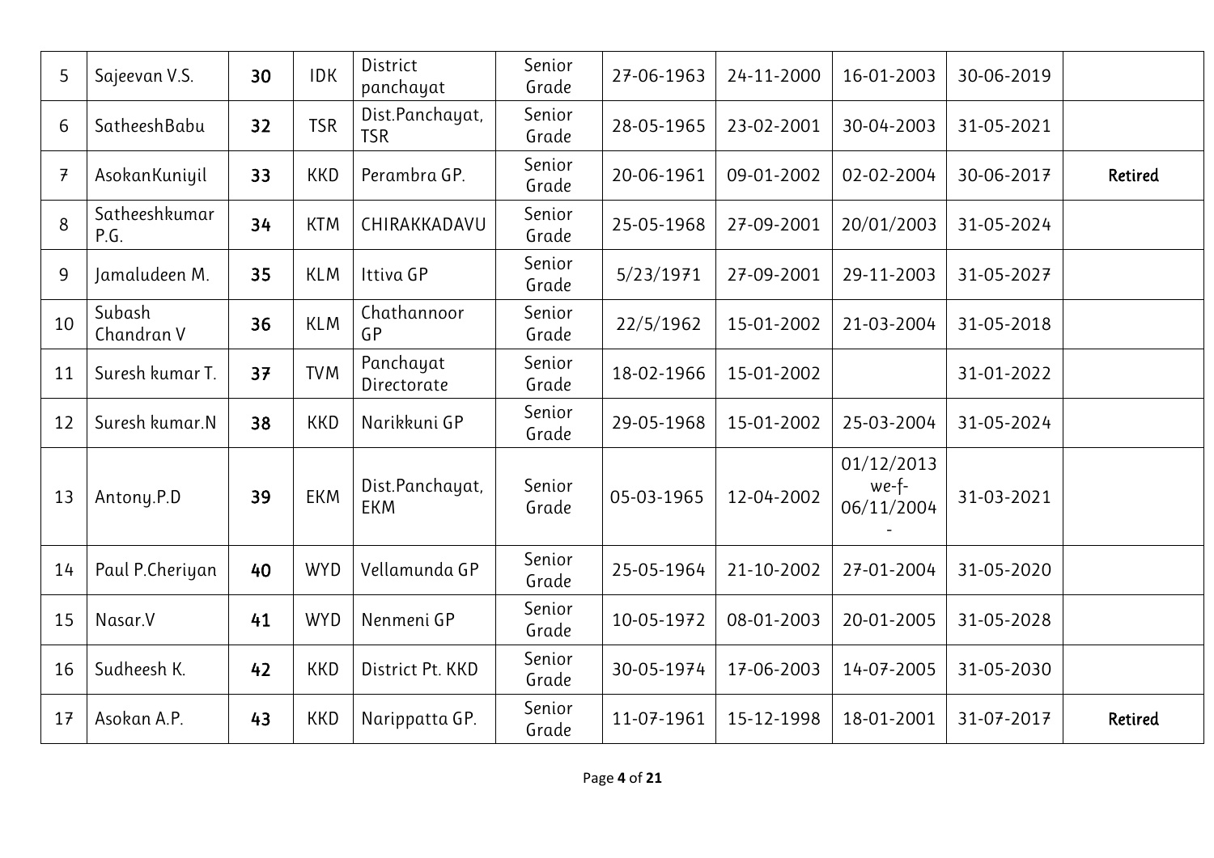| 5 | Sajeevan V.S. | 30 | IDK | District panchayat | Senior Grade | 27-06-1963 | 24-11-2000 | 16-01-2003 | 30-06-2019 | |
|---|---|---|---|---|---|---|---|---|---|---|
| 6 | SatheeshBabu | 32 | TSR | Dist.Panchayat, TSR | Senior Grade | 28-05-1965 | 23-02-2001 | 30-04-2003 | 31-05-2021 | |
| 7 | AsokanKuniyil | 33 | KKD | Perambra GP. | Senior Grade | 20-06-1961 | 09-01-2002 | 02-02-2004 | 30-06-2017 | Retired |
| 8 | Satheeshkumar P.G. | 34 | KTM | CHIRAKKADAVU | Senior Grade | 25-05-1968 | 27-09-2001 | 20/01/2003 | 31-05-2024 | |
| 9 | Jamaludeen M. | 35 | KLM | Ittiva GP | Senior Grade | 5/23/1971 | 27-09-2001 | 29-11-2003 | 31-05-2027 | |
| 10 | Subash Chandran V | 36 | KLM | Chathannoor GP | Senior Grade | 22/5/1962 | 15-01-2002 | 21-03-2004 | 31-05-2018 | |
| 11 | Suresh kumar T. | 37 | TVM | Panchayat Directorate | Senior Grade | 18-02-1966 | 15-01-2002 | | 31-01-2022 | |
| 12 | Suresh kumar.N | 38 | KKD | Narikkuni GP | Senior Grade | 29-05-1968 | 15-01-2002 | 25-03-2004 | 31-05-2024 | |
| 13 | Antony.P.D | 39 | EKM | Dist.Panchayat, EKM | Senior Grade | 05-03-1965 | 12-04-2002 | 01/12/2013 we-f- 06/11/2004 - | 31-03-2021 | |
| 14 | Paul P.Cheriyan | 40 | WYD | Vellamunda GP | Senior Grade | 25-05-1964 | 21-10-2002 | 27-01-2004 | 31-05-2020 | |
| 15 | Nasar.V | 41 | WYD | Nenmeni GP | Senior Grade | 10-05-1972 | 08-01-2003 | 20-01-2005 | 31-05-2028 | |
| 16 | Sudheesh K. | 42 | KKD | District Pt. KKD | Senior Grade | 30-05-1974 | 17-06-2003 | 14-07-2005 | 31-05-2030 | |
| 17 | Asokan A.P. | 43 | KKD | Narippatta GP. | Senior Grade | 11-07-1961 | 15-12-1998 | 18-01-2001 | 31-07-2017 | Retired |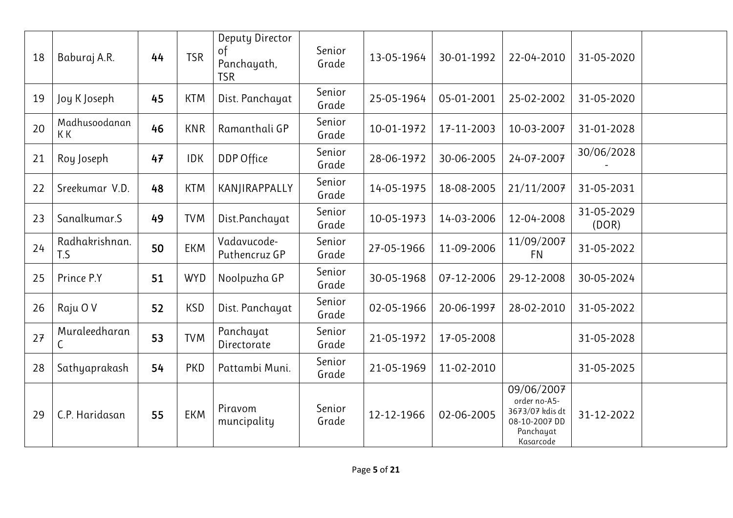| 18 | Baburaj A.R. | 44 | TSR | Deputy Director of Panchayath, TSR | Senior Grade | 13-05-1964 | 30-01-1992 | 22-04-2010 | 31-05-2020 | |
|---|---|---|---|---|---|---|---|---|---|---|
| 19 | Joy K Joseph | 45 | KTM | Dist. Panchayat | Senior Grade | 25-05-1964 | 05-01-2001 | 25-02-2002 | 31-05-2020 | |
| 20 | Madhusoodanan K K | 46 | KNR | Ramanthali GP | Senior Grade | 10-01-1972 | 17-11-2003 | 10-03-2007 | 31-01-2028 | |
| 21 | Roy Joseph | 47 | IDK | DDP Office | Senior Grade | 28-06-1972 | 30-06-2005 | 24-07-2007 | 30/06/2028 - | |
| 22 | Sreekumar V.D. | 48 | KTM | KANJIRAPPALLY | Senior Grade | 14-05-1975 | 18-08-2005 | 21/11/2007 | 31-05-2031 | |
| 23 | Sanalkumar.S | 49 | TVM | Dist.Panchayat | Senior Grade | 10-05-1973 | 14-03-2006 | 12-04-2008 | 31-05-2029 (DOR) | |
| 24 | Radhakrishnan. T.S | 50 | EKM | Vadavucode-Puthencruz GP | Senior Grade | 27-05-1966 | 11-09-2006 | 11/09/2007 FN | 31-05-2022 | |
| 25 | Prince P.Y | 51 | WYD | Noolpuzha GP | Senior Grade | 30-05-1968 | 07-12-2006 | 29-12-2008 | 30-05-2024 | |
| 26 | Raju O V | 52 | KSD | Dist. Panchayat | Senior Grade | 02-05-1966 | 20-06-1997 | 28-02-2010 | 31-05-2022 | |
| 27 | Muraleedharan C | 53 | TVM | Panchayat Directorate | Senior Grade | 21-05-1972 | 17-05-2008 | | 31-05-2028 | |
| 28 | Sathyaprakash | 54 | PKD | Pattambi Muni. | Senior Grade | 21-05-1969 | 11-02-2010 | | 31-05-2025 | |
| 29 | C.P. Haridasan | 55 | EKM | Piravom muncipality | Senior Grade | 12-12-1966 | 02-06-2005 | 09/06/2007 order no-A5-3673/07 kdis dt 08-10-2007 DD Panchayat Kasarcode | 31-12-2022 | |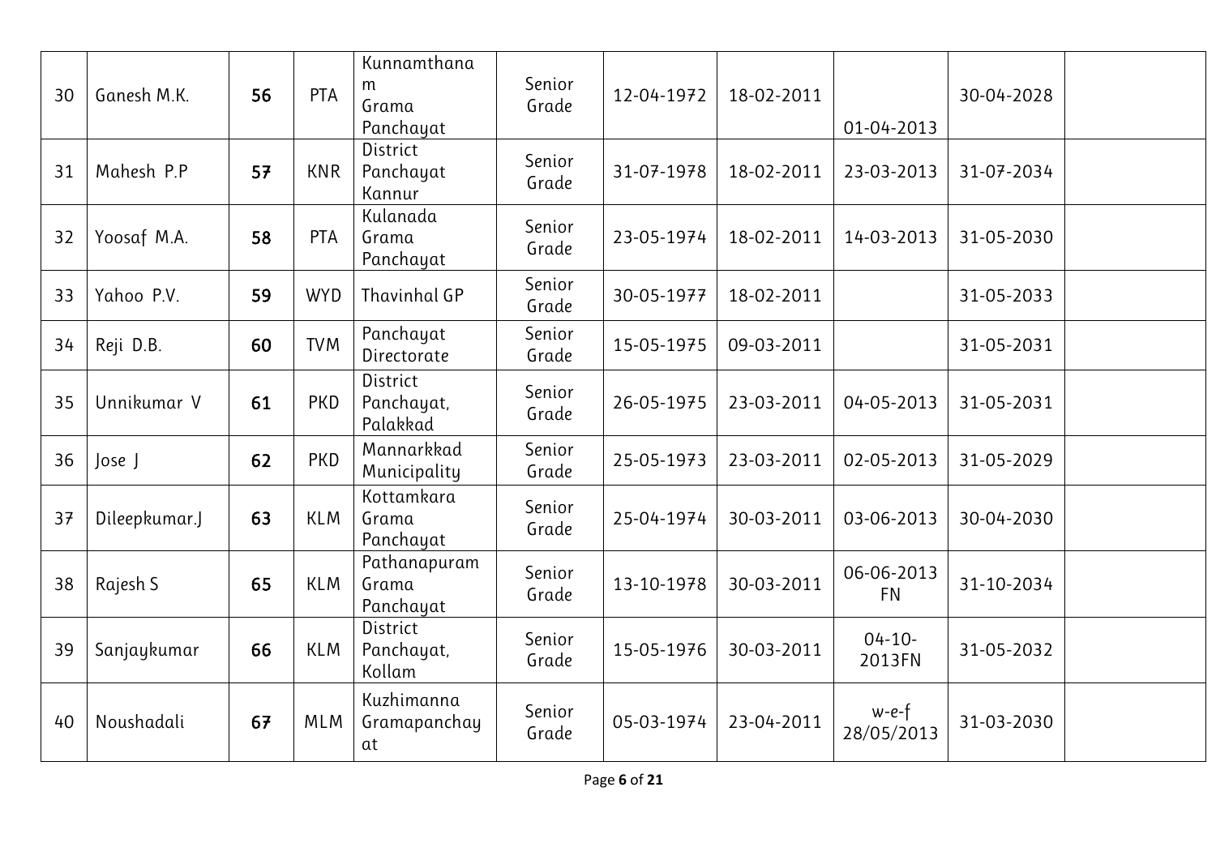| 30 | Ganesh M.K. | 56 | PTA | Kunnamthanam Grama Panchayat | Senior Grade | 12-04-1972 | 18-02-2011 | 01-04-2013 | 30-04-2028 | |
|---|---|---|---|---|---|---|---|---|---|---|
| 31 | Mahesh P.P | 57 | KNR | District Panchayat Kannur | Senior Grade | 31-07-1978 | 18-02-2011 | 23-03-2013 | 31-07-2034 | |
| 32 | Yoosaf M.A. | 58 | PTA | Kulanada Grama Panchayat | Senior Grade | 23-05-1974 | 18-02-2011 | 14-03-2013 | 31-05-2030 | |
| 33 | Yahoo P.V. | 59 | WYD | Thavinhal GP | Senior Grade | 30-05-1977 | 18-02-2011 | | 31-05-2033 | |
| 34 | Reji D.B. | 60 | TVM | Panchayat Directorate | Senior Grade | 15-05-1975 | 09-03-2011 | | 31-05-2031 | |
| 35 | Unnikumar V | 61 | PKD | District Panchayat, Palakkad | Senior Grade | 26-05-1975 | 23-03-2011 | 04-05-2013 | 31-05-2031 | |
| 36 | Jose J | 62 | PKD | Mannarkkad Municipality | Senior Grade | 25-05-1973 | 23-03-2011 | 02-05-2013 | 31-05-2029 | |
| 37 | Dileepkumar.J | 63 | KLM | Kottamkara Grama Panchayat | Senior Grade | 25-04-1974 | 30-03-2011 | 03-06-2013 | 30-04-2030 | |
| 38 | Rajesh S | 65 | KLM | Pathanapuram Grama Panchayat | Senior Grade | 13-10-1978 | 30-03-2011 | 06-06-2013 FN | 31-10-2034 | |
| 39 | Sanjaykumar | 66 | KLM | District Panchayat, Kollam | Senior Grade | 15-05-1976 | 30-03-2011 | 04-10-2013FN | 31-05-2032 | |
| 40 | Noushadali | 67 | MLM | Kuzhimanna Gramapanchayat | Senior Grade | 05-03-1974 | 23-04-2011 | w-e-f 28/05/2013 | 31-03-2030 | |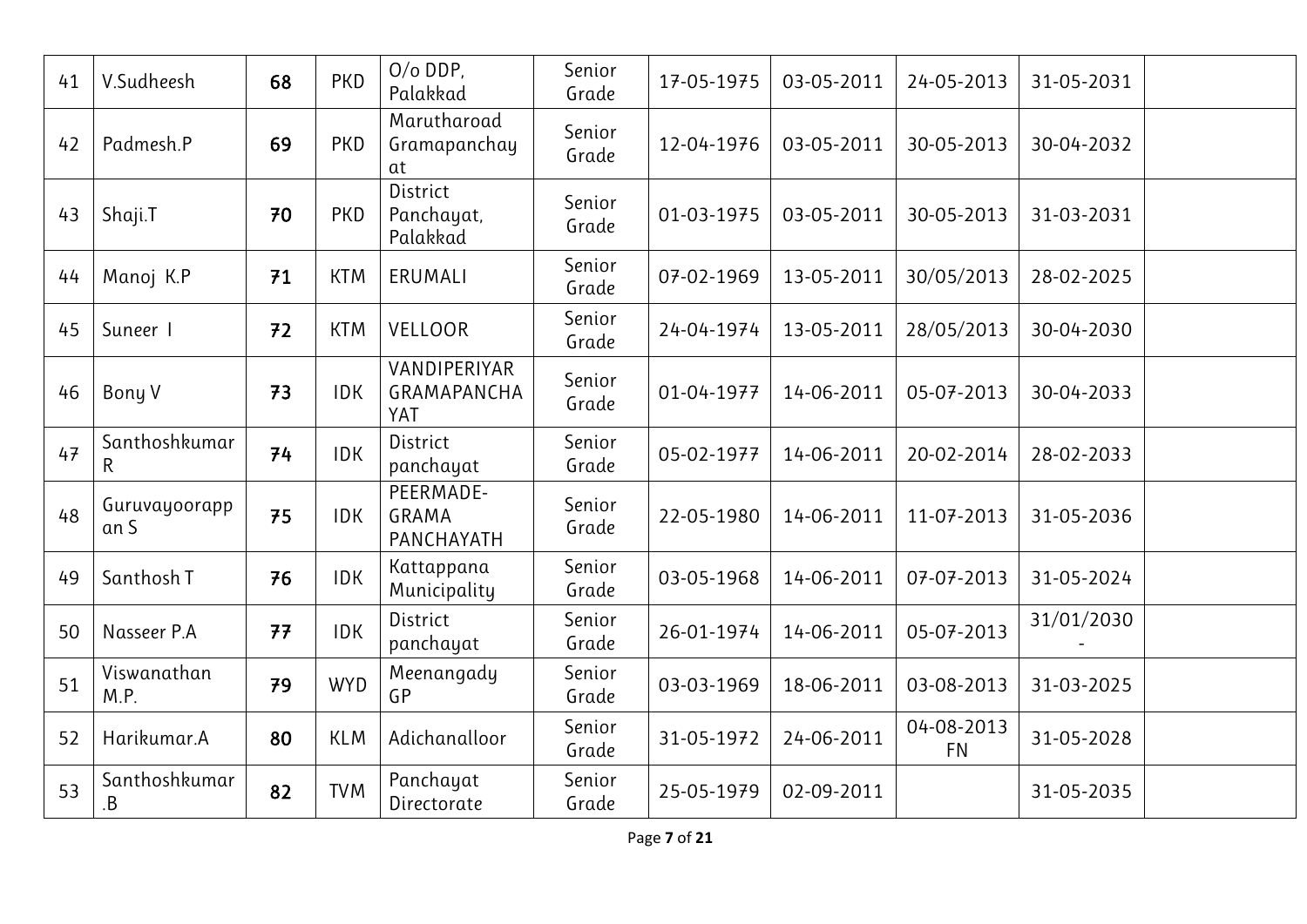| 41 | V.Sudheesh | 68 | PKD | O/o DDP, Palakkad | Senior Grade | 17-05-1975 | 03-05-2011 | 24-05-2013 | 31-05-2031 | |
|---|---|---|---|---|---|---|---|---|---|---|
| 42 | Padmesh.P | 69 | PKD | Marutharoad Gramapanchayat | Senior Grade | 12-04-1976 | 03-05-2011 | 30-05-2013 | 30-04-2032 | |
| 43 | Shaji.T | 70 | PKD | District Panchayat, Palakkad | Senior Grade | 01-03-1975 | 03-05-2011 | 30-05-2013 | 31-03-2031 | |
| 44 | Manoj K.P | 71 | KTM | ERUMALI | Senior Grade | 07-02-1969 | 13-05-2011 | 30/05/2013 | 28-02-2025 | |
| 45 | Suneer I | 72 | KTM | VELLOOR | Senior Grade | 24-04-1974 | 13-05-2011 | 28/05/2013 | 30-04-2030 | |
| 46 | Bony V | 73 | IDK | VANDIPERIYAR GRAMAPANCHAYAT | Senior Grade | 01-04-1977 | 14-06-2011 | 05-07-2013 | 30-04-2033 | |
| 47 | Santhoshkumar R | 74 | IDK | District panchayat | Senior Grade | 05-02-1977 | 14-06-2011 | 20-02-2014 | 28-02-2033 | |
| 48 | Guruvayoorappan S | 75 | IDK | PEERMADE-GRAMA PANCHAYATH | Senior Grade | 22-05-1980 | 14-06-2011 | 11-07-2013 | 31-05-2036 | |
| 49 | Santhosh T | 76 | IDK | Kattappana Municipality | Senior Grade | 03-05-1968 | 14-06-2011 | 07-07-2013 | 31-05-2024 | |
| 50 | Nasseer P.A | 77 | IDK | District panchayat | Senior Grade | 26-01-1974 | 14-06-2011 | 05-07-2013 | 31/01/2030 - | |
| 51 | Viswanathan M.P. | 79 | WYD | Meenangady GP | Senior Grade | 03-03-1969 | 18-06-2011 | 03-08-2013 | 31-03-2025 | |
| 52 | Harikumar.A | 80 | KLM | Adichanalloor | Senior Grade | 31-05-1972 | 24-06-2011 | 04-08-2013 FN | 31-05-2028 | |
| 53 | Santhoshkumar .B | 82 | TVM | Panchayat Directorate | Senior Grade | 25-05-1979 | 02-09-2011 | | 31-05-2035 | |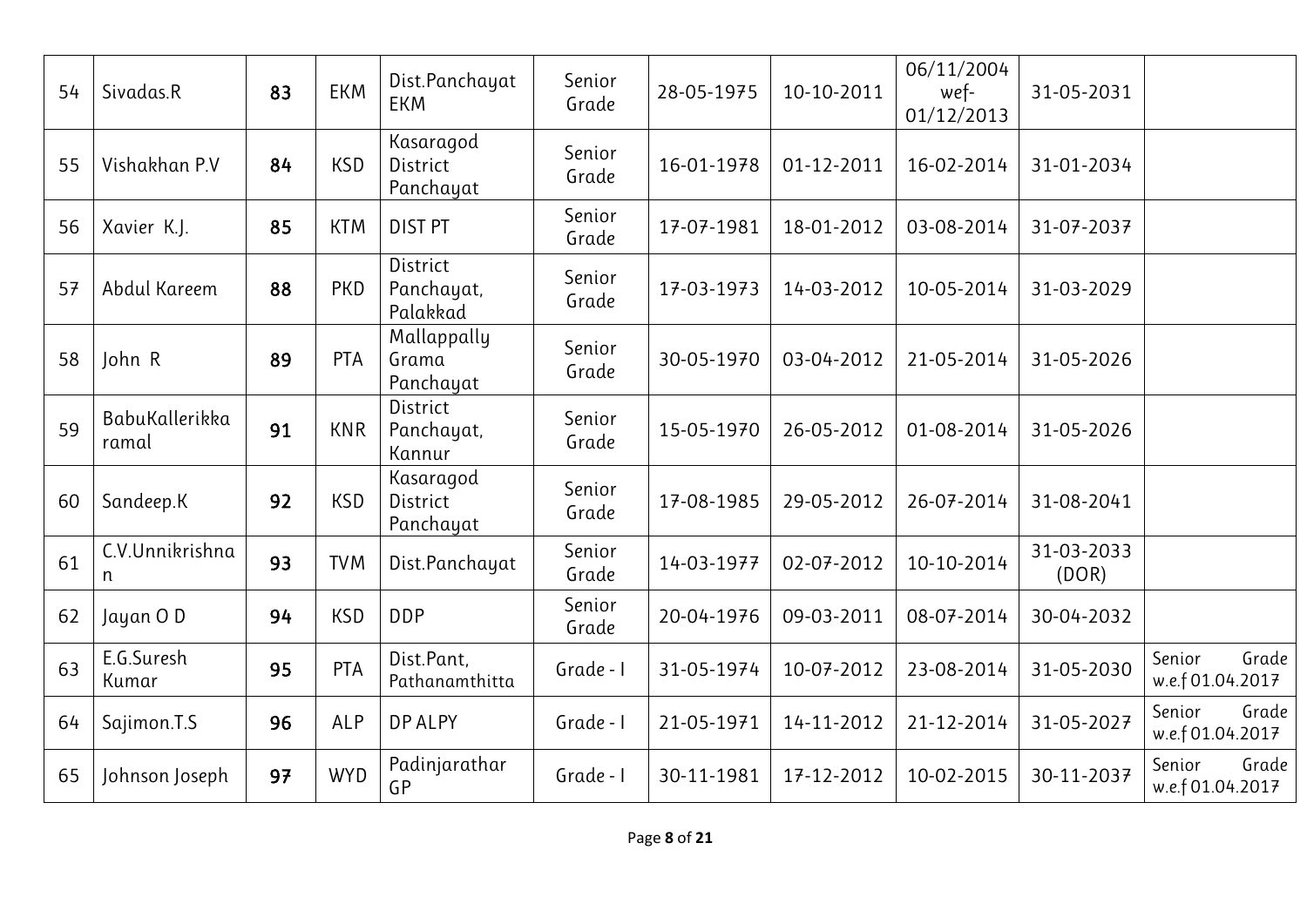| 54 | Sivadas.R | 83 | EKM | Dist.Panchayat EKM | Senior Grade | 28-05-1975 | 10-10-2011 | 06/11/2004 wef- 01/12/2013 | 31-05-2031 | |
|---|---|---|---|---|---|---|---|---|---|---|
| 55 | Vishakhan P.V | 84 | KSD | Kasaragod District Panchayat | Senior Grade | 16-01-1978 | 01-12-2011 | 16-02-2014 | 31-01-2034 | |
| 56 | Xavier K.J. | 85 | KTM | DIST PT | Senior Grade | 17-07-1981 | 18-01-2012 | 03-08-2014 | 31-07-2037 | |
| 57 | Abdul Kareem | 88 | PKD | District Panchayat, Palakkad | Senior Grade | 17-03-1973 | 14-03-2012 | 10-05-2014 | 31-03-2029 | |
| 58 | John R | 89 | PTA | Mallappally Grama Panchayat | Senior Grade | 30-05-1970 | 03-04-2012 | 21-05-2014 | 31-05-2026 | |
| 59 | BabuKallerikka ramal | 91 | KNR | District Panchayat, Kannur | Senior Grade | 15-05-1970 | 26-05-2012 | 01-08-2014 | 31-05-2026 | |
| 60 | Sandeep.K | 92 | KSD | Kasaragod District Panchayat | Senior Grade | 17-08-1985 | 29-05-2012 | 26-07-2014 | 31-08-2041 | |
| 61 | C.V.Unnikrishna n | 93 | TVM | Dist.Panchayat | Senior Grade | 14-03-1977 | 02-07-2012 | 10-10-2014 | 31-03-2033 (DOR) | |
| 62 | Jayan O D | 94 | KSD | DDP | Senior Grade | 20-04-1976 | 09-03-2011 | 08-07-2014 | 30-04-2032 | |
| 63 | E.G.Suresh Kumar | 95 | PTA | Dist.Pant, Pathanamthitta | Grade - I | 31-05-1974 | 10-07-2012 | 23-08-2014 | 31-05-2030 | Senior Grade w.e.f 01.04.2017 |
| 64 | Sajimon.T.S | 96 | ALP | DP ALPY | Grade - I | 21-05-1971 | 14-11-2012 | 21-12-2014 | 31-05-2027 | Senior Grade w.e.f 01.04.2017 |
| 65 | Johnson Joseph | 97 | WYD | Padinjarathar GP | Grade - I | 30-11-1981 | 17-12-2012 | 10-02-2015 | 30-11-2037 | Senior Grade w.e.f 01.04.2017 |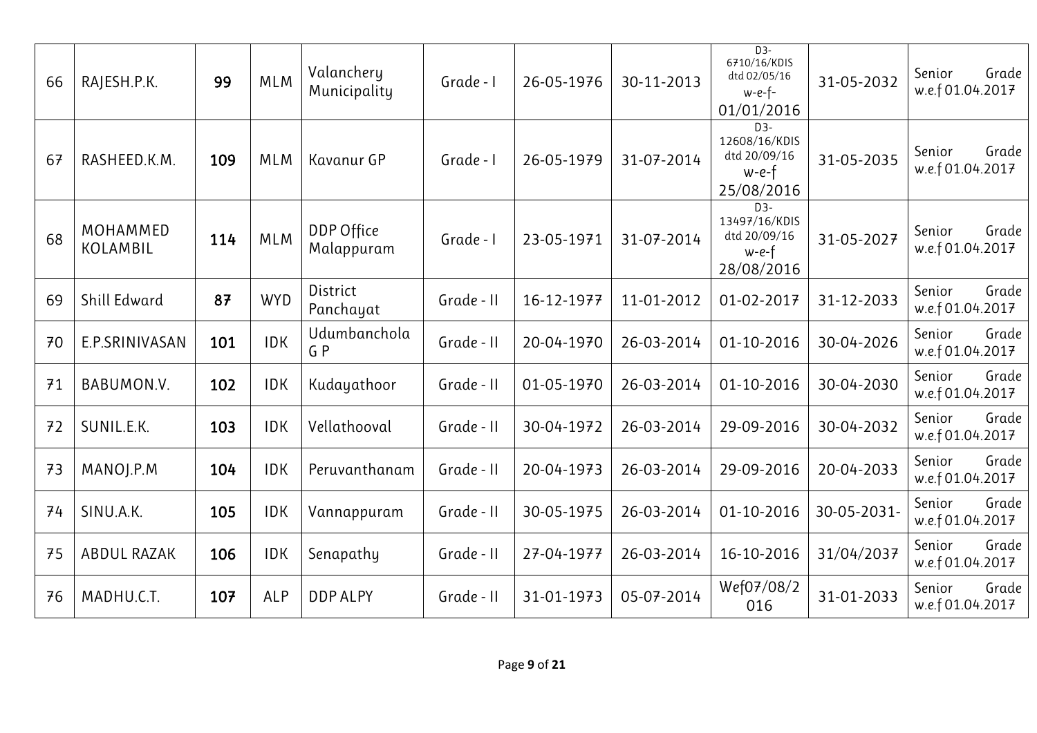| 66 | RAJESH.P.K. | 99 | MLM | Valanchery Municipality | Grade - I | 26-05-1976 | 30-11-2013 | D3-6710/16/KDIS dtd 02/05/16 w-e-f-01/01/2016 | 31-05-2032 | Senior Grade w.e.f 01.04.2017 |
|---|---|---|---|---|---|---|---|---|---|---|
| 67 | RASHEED.K.M. | 109 | MLM | Kavanur GP | Grade - I | 26-05-1979 | 31-07-2014 | D3-12608/16/KDIS dtd 20/09/16 w-e-f 25/08/2016 | 31-05-2035 | Senior Grade w.e.f 01.04.2017 |
| 68 | MOHAMMED KOLAMBIL | 114 | MLM | DDP Office Malappuram | Grade - I | 23-05-1971 | 31-07-2014 | D3-13497/16/KDIS dtd 20/09/16 w-e-f 28/08/2016 | 31-05-2027 | Senior Grade w.e.f 01.04.2017 |
| 69 | Shill Edward | 87 | WYD | District Panchayat | Grade - II | 16-12-1977 | 11-01-2012 | 01-02-2017 | 31-12-2033 | Senior Grade w.e.f 01.04.2017 |
| 70 | E.P.SRINIVASAN | 101 | IDK | Udumbanchola G P | Grade - II | 20-04-1970 | 26-03-2014 | 01-10-2016 | 30-04-2026 | Senior Grade w.e.f 01.04.2017 |
| 71 | BABUMON.V. | 102 | IDK | Kudayathoor | Grade - II | 01-05-1970 | 26-03-2014 | 01-10-2016 | 30-04-2030 | Senior Grade w.e.f 01.04.2017 |
| 72 | SUNIL.E.K. | 103 | IDK | Vellathooval | Grade - II | 30-04-1972 | 26-03-2014 | 29-09-2016 | 30-04-2032 | Senior Grade w.e.f 01.04.2017 |
| 73 | MANOJ.P.M | 104 | IDK | Peruvanthanam | Grade - II | 20-04-1973 | 26-03-2014 | 29-09-2016 | 20-04-2033 | Senior Grade w.e.f 01.04.2017 |
| 74 | SINU.A.K. | 105 | IDK | Vannappuram | Grade - II | 30-05-1975 | 26-03-2014 | 01-10-2016 | 30-05-2031- | Senior Grade w.e.f 01.04.2017 |
| 75 | ABDUL RAZAK | 106 | IDK | Senapathy | Grade - II | 27-04-1977 | 26-03-2014 | 16-10-2016 | 31/04/2037 | Senior Grade w.e.f 01.04.2017 |
| 76 | MADHU.C.T. | 107 | ALP | DDP ALPY | Grade - II | 31-01-1973 | 05-07-2014 | Wef07/08/2016 | 31-01-2033 | Senior Grade w.e.f 01.04.2017 |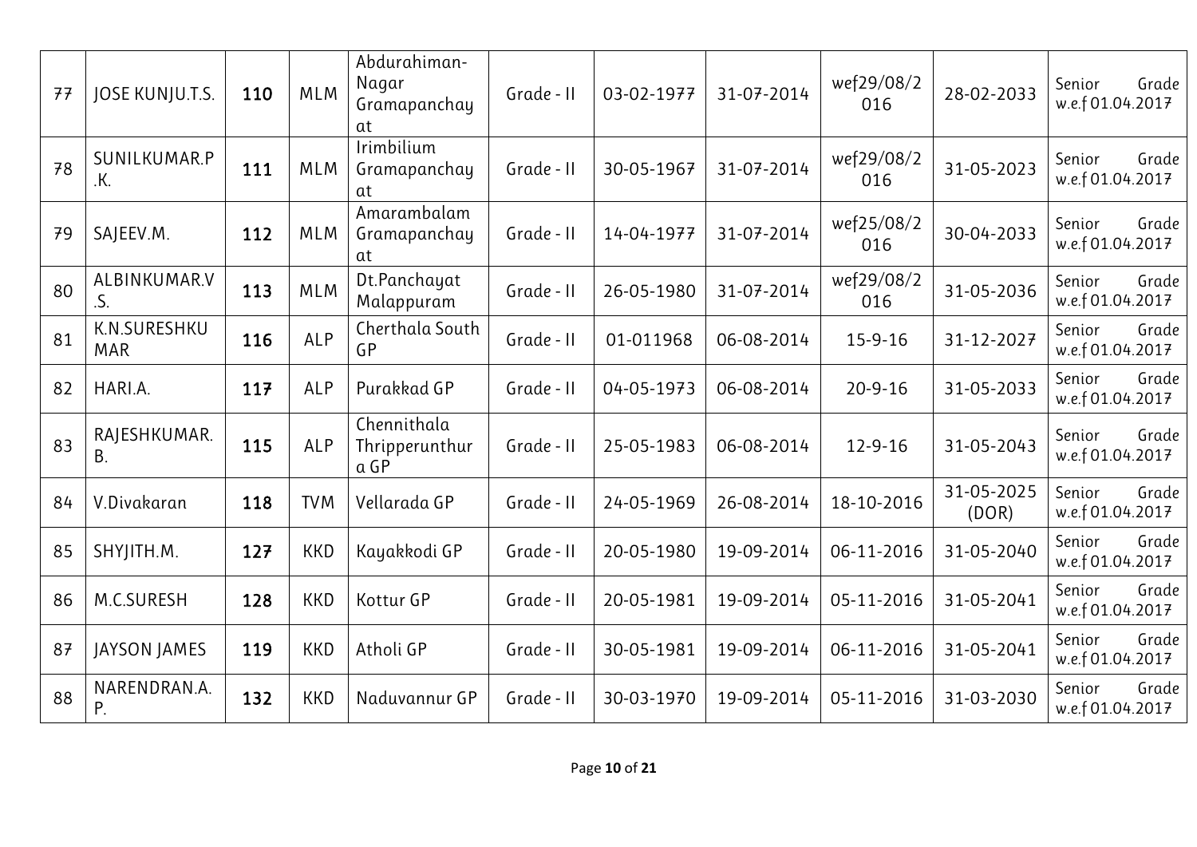| 77 | JOSE KUNJU.T.S. | 110 | MLM | Abdurahiman-Nagar Gramapanchayat | Grade - II | 03-02-1977 | 31-07-2014 | wef29/08/2016 | 28-02-2033 | Senior Grade w.e.f 01.04.2017 |
|---|---|---|---|---|---|---|---|---|---|---|
| 78 | SUNILKUMAR.P.K. | 111 | MLM | Irimbilium Gramapanchayat | Grade - II | 30-05-1967 | 31-07-2014 | wef29/08/2016 | 31-05-2023 | Senior Grade w.e.f 01.04.2017 |
| 79 | SAJEEV.M. | 112 | MLM | Amarambalam Gramapanchayat | Grade - II | 14-04-1977 | 31-07-2014 | wef25/08/2016 | 30-04-2033 | Senior Grade w.e.f 01.04.2017 |
| 80 | ALBINKUMAR.V.S. | 113 | MLM | Dt.Panchayat Malappuram | Grade - II | 26-05-1980 | 31-07-2014 | wef29/08/2016 | 31-05-2036 | Senior Grade w.e.f 01.04.2017 |
| 81 | K.N.SURESHKUMAR | 116 | ALP | Cherthala South GP | Grade - II | 01-011968 | 06-08-2014 | 15-9-16 | 31-12-2027 | Senior Grade w.e.f 01.04.2017 |
| 82 | HARI.A. | 117 | ALP | Purakkad GP | Grade - II | 04-05-1973 | 06-08-2014 | 20-9-16 | 31-05-2033 | Senior Grade w.e.f 01.04.2017 |
| 83 | RAJESHKUMAR.B. | 115 | ALP | Chennithala Thripperunthura GP | Grade - II | 25-05-1983 | 06-08-2014 | 12-9-16 | 31-05-2043 | Senior Grade w.e.f 01.04.2017 |
| 84 | V.Divakaran | 118 | TVM | Vellarada GP | Grade - II | 24-05-1969 | 26-08-2014 | 18-10-2016 | 31-05-2025 (DOR) | Senior Grade w.e.f 01.04.2017 |
| 85 | SHYJITH.M. | 127 | KKD | Kayakkodi GP | Grade - II | 20-05-1980 | 19-09-2014 | 06-11-2016 | 31-05-2040 | Senior Grade w.e.f 01.04.2017 |
| 86 | M.C.SURESH | 128 | KKD | Kottur GP | Grade - II | 20-05-1981 | 19-09-2014 | 05-11-2016 | 31-05-2041 | Senior Grade w.e.f 01.04.2017 |
| 87 | JAYSON JAMES | 119 | KKD | Atholi GP | Grade - II | 30-05-1981 | 19-09-2014 | 06-11-2016 | 31-05-2041 | Senior Grade w.e.f 01.04.2017 |
| 88 | NARENDRAN.A.P. | 132 | KKD | Naduvannur GP | Grade - II | 30-03-1970 | 19-09-2014 | 05-11-2016 | 31-03-2030 | Senior Grade w.e.f 01.04.2017 |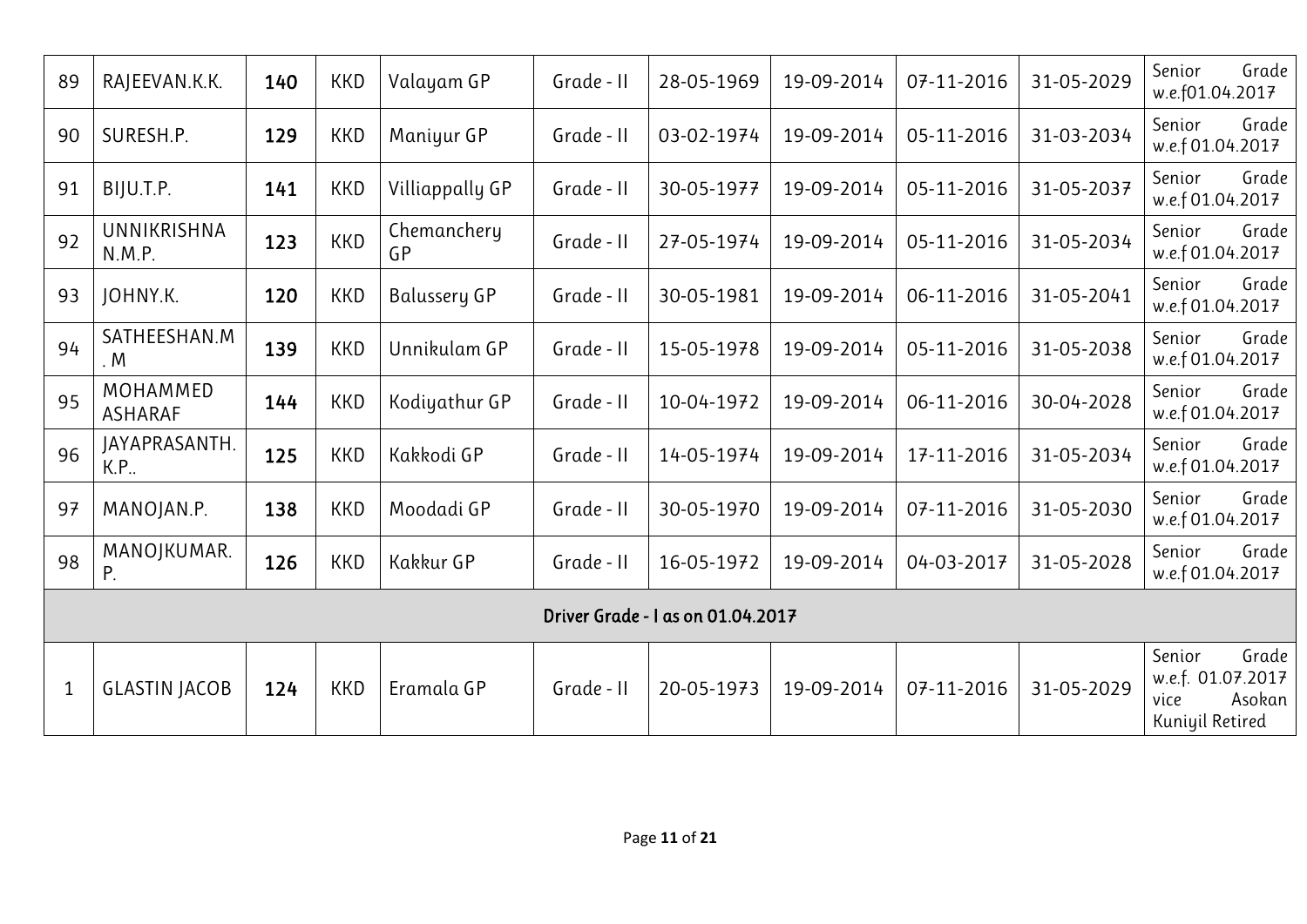| 89 | RAJEEVAN.K.K. | 140 | KKD | Valayam GP | Grade - II | 28-05-1969 | 19-09-2014 | 07-11-2016 | 31-05-2029 | Senior Grade w.e.f01.04.2017 |
|---|---|---|---|---|---|---|---|---|---|---|
| 90 | SURESH.P. | 129 | KKD | Maniyur GP | Grade - II | 03-02-1974 | 19-09-2014 | 05-11-2016 | 31-03-2034 | Senior Grade w.e.f 01.04.2017 |
| 91 | BIJU.T.P. | 141 | KKD | Villiappally GP | Grade - II | 30-05-1977 | 19-09-2014 | 05-11-2016 | 31-05-2037 | Senior Grade w.e.f 01.04.2017 |
| 92 | UNNIKRISHNA N.M.P. | 123 | KKD | Chemanchery GP | Grade - II | 27-05-1974 | 19-09-2014 | 05-11-2016 | 31-05-2034 | Senior Grade w.e.f 01.04.2017 |
| 93 | JOHNY.K. | 120 | KKD | Balussery GP | Grade - II | 30-05-1981 | 19-09-2014 | 06-11-2016 | 31-05-2041 | Senior Grade w.e.f 01.04.2017 |
| 94 | SATHEESHAN.M.M | 139 | KKD | Unnikulam GP | Grade - II | 15-05-1978 | 19-09-2014 | 05-11-2016 | 31-05-2038 | Senior Grade w.e.f 01.04.2017 |
| 95 | MOHAMMED ASHARAF | 144 | KKD | Kodiyathur GP | Grade - II | 10-04-1972 | 19-09-2014 | 06-11-2016 | 30-04-2028 | Senior Grade w.e.f 01.04.2017 |
| 96 | JAYAPRASANTH. K.P.. | 125 | KKD | Kakkodi GP | Grade - II | 14-05-1974 | 19-09-2014 | 17-11-2016 | 31-05-2034 | Senior Grade w.e.f 01.04.2017 |
| 97 | MANOJAN.P. | 138 | KKD | Moodadi GP | Grade - II | 30-05-1970 | 19-09-2014 | 07-11-2016 | 31-05-2030 | Senior Grade w.e.f 01.04.2017 |
| 98 | MANOJKUMAR. P. | 126 | KKD | Kakkur GP | Grade - II | 16-05-1972 | 19-09-2014 | 04-03-2017 | 31-05-2028 | Senior Grade w.e.f 01.04.2017 |
| **Driver Grade - I as on 01.04.2017** | | | | | | | | | | |
| 1 | GLASTIN JACOB | 124 | KKD | Eramala GP | Grade - II | 20-05-1973 | 19-09-2014 | 07-11-2016 | 31-05-2029 | Senior Grade w.e.f. 01.07.2017 vice Asokan Kuniyil Retired |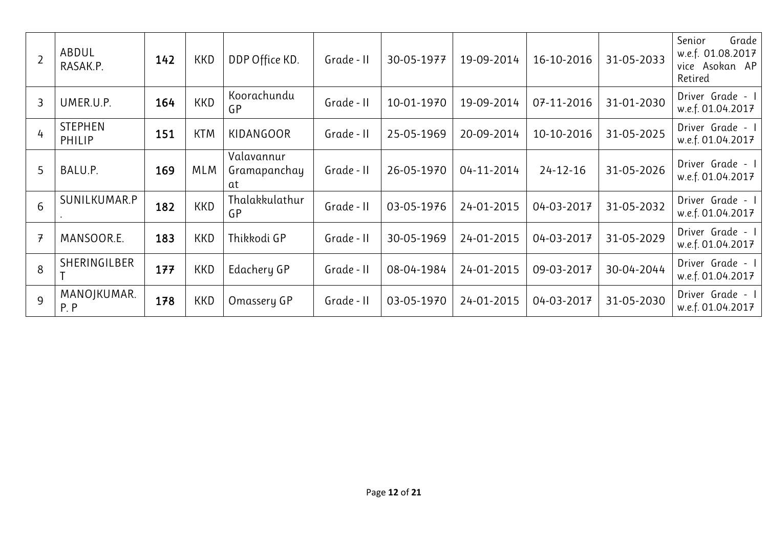| 2 | ABDUL RASAK.P. | **142** | KKD | DDP Office KD. | Grade - II | 30-05-1977 | 19-09-2014 | 16-10-2016 | 31-05-2033 | Senior Grade w.e.f. 01.08.2017 vice Asokan AP Retired |
|---|---|---|---|---|---|---|---|---|---|---|
| 3 | UMER.U.P. | **164** | KKD | Koorachundu GP | Grade - II | 10-01-1970 | 19-09-2014 | 07-11-2016 | 31-01-2030 | Driver Grade - I w.e.f. 01.04.2017 |
| 4 | STEPHEN PHILIP | **151** | KTM | KIDANGOOR | Grade - II | 25-05-1969 | 20-09-2014 | 10-10-2016 | 31-05-2025 | Driver Grade - I w.e.f. 01.04.2017 |
| 5 | BALU.P. | **169** | MLM | Valavannur Gramapanchayat | Grade - II | 26-05-1970 | 04-11-2014 | 24-12-16 | 31-05-2026 | Driver Grade - I w.e.f. 01.04.2017 |
| 6 | SUNILKUMAR.P. | **182** | KKD | Thalakkulathur GP | Grade - II | 03-05-1976 | 24-01-2015 | 04-03-2017 | 31-05-2032 | Driver Grade - I w.e.f. 01.04.2017 |
| 7 | MANSOOR.E. | **183** | KKD | Thikkodi GP | Grade - II | 30-05-1969 | 24-01-2015 | 04-03-2017 | 31-05-2029 | Driver Grade - I w.e.f. 01.04.2017 |
| 8 | SHERINGILBERT | **177** | KKD | Edachery GP | Grade - II | 08-04-1984 | 24-01-2015 | 09-03-2017 | 30-04-2044 | Driver Grade - I w.e.f. 01.04.2017 |
| 9 | MANOJKUMAR. P. P | **178** | KKD | Omassery GP | Grade - II | 03-05-1970 | 24-01-2015 | 04-03-2017 | 31-05-2030 | Driver Grade - I w.e.f. 01.04.2017 |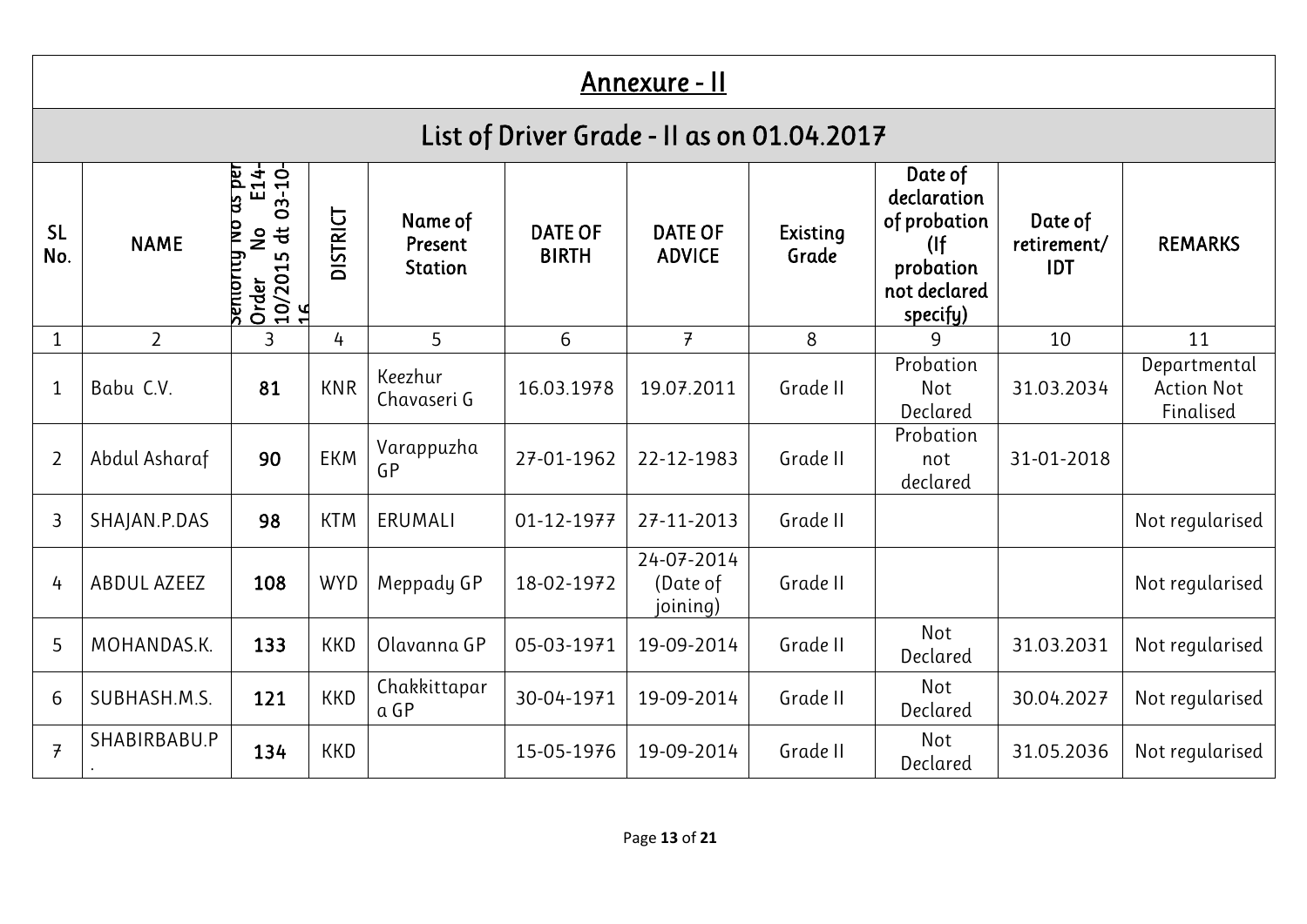# Annexure - II

## List of Driver Grade - II as on 01.04.2017

| SL No. | NAME | Seniority No as per Order No E14-10/2015 dt 03-10-16 | DISTRICT | Name of Present Station | DATE OF BIRTH | DATE OF ADVICE | Existing Grade | Date of declaration of probation (If probation not declared specify) | Date of retirement/ IDT | REMARKS |
|---|---|---|---|---|---|---|---|---|---|---|
| 1 | 2 | 3 | 4 | 5 | 6 | 7 | 8 | 9 | 10 | 11 |
| 1 | Babu C.V. | **81** | KNR | Keezhur Chavaseri G | 16.03.1978 | 19.07.2011 | Grade II | Probation Not Declared | 31.03.2034 | Departmental Action Not Finalised |
| 2 | Abdul Asharaf | **90** | EKM | Varappuzha GP | 27-01-1962 | 22-12-1983 | Grade II | Probation not declared | 31-01-2018 | |
| 3 | SHAJAN.P.DAS | **98** | KTM | ERUMALI | 01-12-1977 | 27-11-2013 | Grade II | | | Not regularised |
| 4 | ABDUL AZEEZ | **108** | WYD | Meppady GP | 18-02-1972 | 24-07-2014 (Date of joining) | Grade II | | | Not regularised |
| 5 | MOHANDAS.K. | **133** | KKD | Olavanna GP | 05-03-1971 | 19-09-2014 | Grade II | Not Declared | 31.03.2031 | Not regularised |
| 6 | SUBHASH.M.S. | **121** | KKD | Chakkittapara GP | 30-04-1971 | 19-09-2014 | Grade II | Not Declared | 30.04.2027 | Not regularised |
| 7 | SHABIRBABU.P. | **134** | KKD | | 15-05-1976 | 19-09-2014 | Grade II | Not Declared | 31.05.2036 | Not regularised |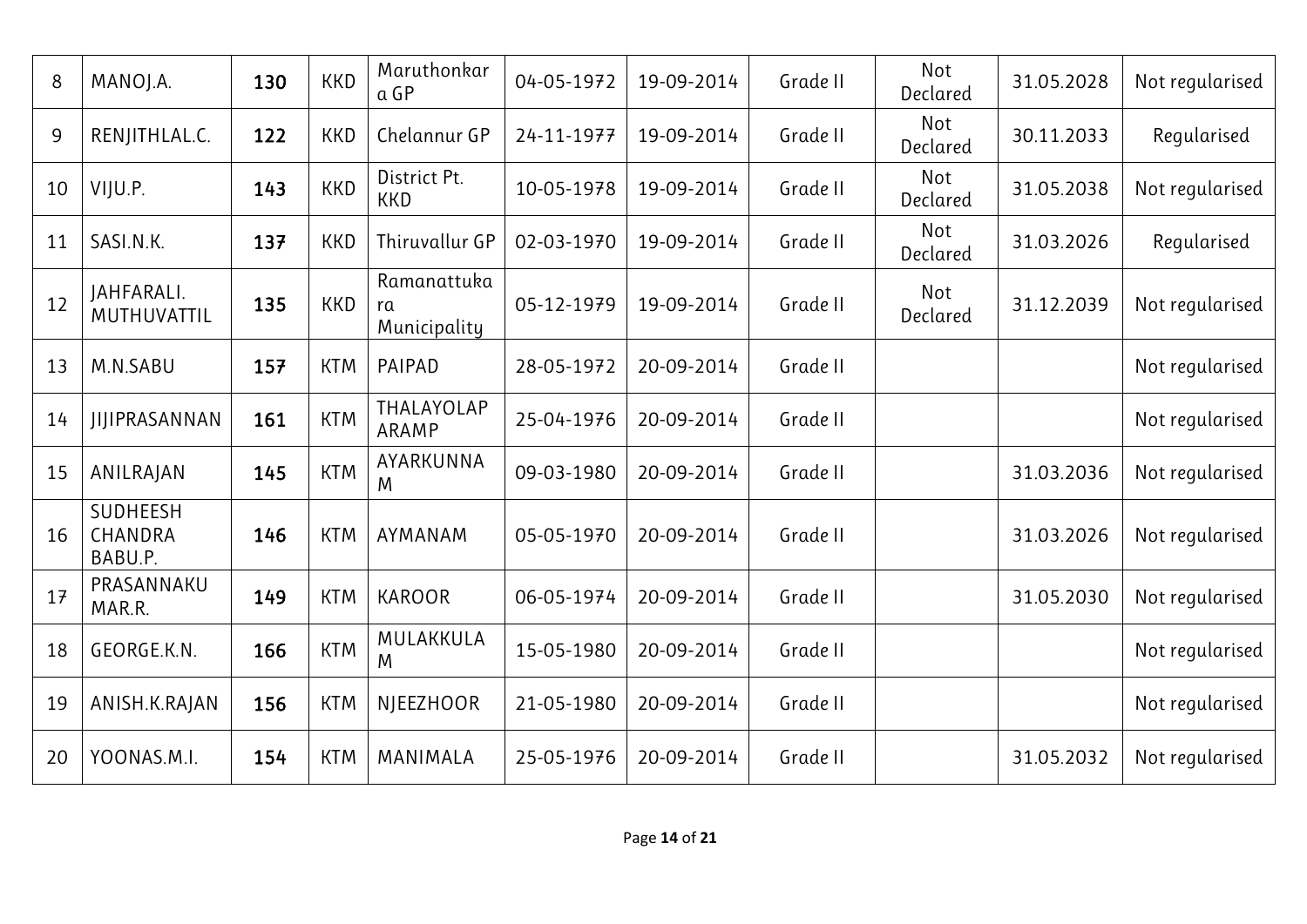| 8 | MANOJ.A. | 130 | KKD | Maruthonkar a GP | 04-05-1972 | 19-09-2014 | Grade II | Not Declared | 31.05.2028 | Not regularised |
|---|---|---|---|---|---|---|---|---|---|---|
| 9 | RENJITHLAL.C. | 122 | KKD | Chelannur GP | 24-11-1977 | 19-09-2014 | Grade II | Not Declared | 30.11.2033 | Regularised |
| 10 | VIJU.P. | 143 | KKD | District Pt. KKD | 10-05-1978 | 19-09-2014 | Grade II | Not Declared | 31.05.2038 | Not regularised |
| 11 | SASI.N.K. | 137 | KKD | Thiruvallur GP | 02-03-1970 | 19-09-2014 | Grade II | Not Declared | 31.03.2026 | Regularised |
| 12 | JAHFARALI. MUTHUVATTIL | 135 | KKD | Ramanattuka ra Municipality | 05-12-1979 | 19-09-2014 | Grade II | Not Declared | 31.12.2039 | Not regularised |
| 13 | M.N.SABU | 157 | KTM | PAIPAD | 28-05-1972 | 20-09-2014 | Grade II | | | Not regularised |
| 14 | JIJIPRASANNAN | 161 | KTM | THALAYOLAP ARAMP | 25-04-1976 | 20-09-2014 | Grade II | | | Not regularised |
| 15 | ANILRAJAN | 145 | KTM | AYARKUNNA M | 09-03-1980 | 20-09-2014 | Grade II | | 31.03.2036 | Not regularised |
| 16 | SUDHEESH CHANDRA BABU.P. | 146 | KTM | AYMANAM | 05-05-1970 | 20-09-2014 | Grade II | | 31.03.2026 | Not regularised |
| 17 | PRASANNAKU MAR.R. | 149 | KTM | KAROOR | 06-05-1974 | 20-09-2014 | Grade II | | 31.05.2030 | Not regularised |
| 18 | GEORGE.K.N. | 166 | KTM | MULAKKULA M | 15-05-1980 | 20-09-2014 | Grade II | | | Not regularised |
| 19 | ANISH.K.RAJAN | 156 | KTM | NJEEZHOOR | 21-05-1980 | 20-09-2014 | Grade II | | | Not regularised |
| 20 | YOONAS.M.I. | 154 | KTM | MANIMALA | 25-05-1976 | 20-09-2014 | Grade II | | 31.05.2032 | Not regularised |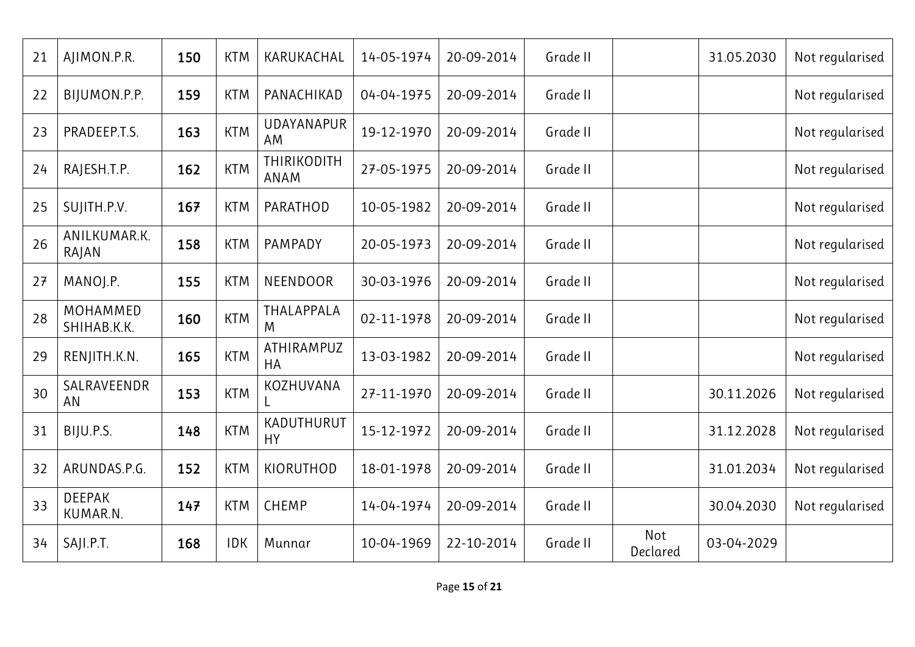| 21 | AJIMON.P.R. | 150 | KTM | KARUKACHAL | 14-05-1974 | 20-09-2014 | Grade II | | 31.05.2030 | Not regularised |
|---|---|---|---|---|---|---|---|---|---|---|
| 22 | BIJUMON.P.P. | 159 | KTM | PANACHIKAD | 04-04-1975 | 20-09-2014 | Grade II | | | Not regularised |
| 23 | PRADEEP.T.S. | 163 | KTM | UDAYANAPURAM | 19-12-1970 | 20-09-2014 | Grade II | | | Not regularised |
| 24 | RAJESH.T.P. | 162 | KTM | THIRIKODITHANAM | 27-05-1975 | 20-09-2014 | Grade II | | | Not regularised |
| 25 | SUJITH.P.V. | 167 | KTM | PARATHOD | 10-05-1982 | 20-09-2014 | Grade II | | | Not regularised |
| 26 | ANILKUMAR.K. RAJAN | 158 | KTM | PAMPADY | 20-05-1973 | 20-09-2014 | Grade II | | | Not regularised |
| 27 | MANOJ.P. | 155 | KTM | NEENDOOR | 30-03-1976 | 20-09-2014 | Grade II | | | Not regularised |
| 28 | MOHAMMED SHIHAB.K.K. | 160 | KTM | THALAPPALAM | 02-11-1978 | 20-09-2014 | Grade II | | | Not regularised |
| 29 | RENJITH.K.N. | 165 | KTM | ATHIRAMPUZHA | 13-03-1982 | 20-09-2014 | Grade II | | | Not regularised |
| 30 | SALRAVEENDRAN | 153 | KTM | KOZHUVANAL | 27-11-1970 | 20-09-2014 | Grade II | | 30.11.2026 | Not regularised |
| 31 | BIJU.P.S. | 148 | KTM | KADUTHURUTHY | 15-12-1972 | 20-09-2014 | Grade II | | 31.12.2028 | Not regularised |
| 32 | ARUNDAS.P.G. | 152 | KTM | KIORUTHOD | 18-01-1978 | 20-09-2014 | Grade II | | 31.01.2034 | Not regularised |
| 33 | DEEPAK KUMAR.N. | 147 | KTM | CHEMP | 14-04-1974 | 20-09-2014 | Grade II | | 30.04.2030 | Not regularised |
| 34 | SAJI.P.T. | 168 | IDK | Munnar | 10-04-1969 | 22-10-2014 | Grade II | Not Declared | 03-04-2029 | |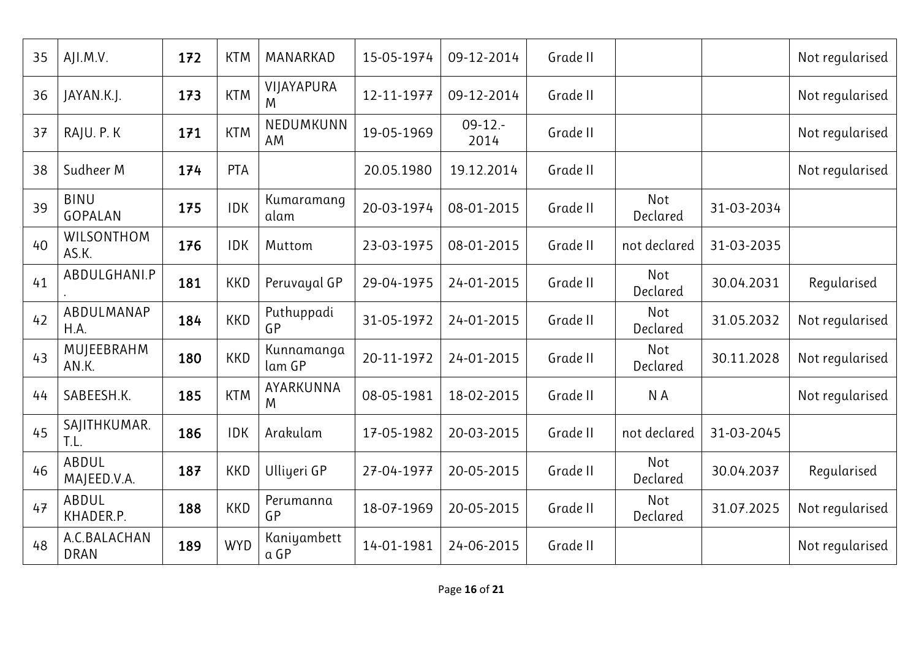| 35 | AJI.M.V. | 172 | KTM | MANARKAD | 15-05-1974 | 09-12-2014 | Grade II | | | Not regularised |
|---|---|---|---|---|---|---|---|---|---|---|
| 36 | JAYAN.K.J. | 173 | KTM | VIJAYAPURAM | 12-11-1977 | 09-12-2014 | Grade II | | | Not regularised |
| 37 | RAJU. P. K | 171 | KTM | NEDUMKUNNAM | 19-05-1969 | 09-12.-2014 | Grade II | | | Not regularised |
| 38 | Sudheer M | 174 | PTA | | 20.05.1980 | 19.12.2014 | Grade II | | | Not regularised |
| 39 | BINU GOPALAN | 175 | IDK | Kumaramangalam | 20-03-1974 | 08-01-2015 | Grade II | Not Declared | 31-03-2034 | |
| 40 | WILSONTHOMAS.K. | 176 | IDK | Muttom | 23-03-1975 | 08-01-2015 | Grade II | not declared | 31-03-2035 | |
| 41 | ABDULGHANI.P. | 181 | KKD | Peruvayal GP | 29-04-1975 | 24-01-2015 | Grade II | Not Declared | 30.04.2031 | Regularised |
| 42 | ABDULMANAPH.A. | 184 | KKD | Puthuppadi GP | 31-05-1972 | 24-01-2015 | Grade II | Not Declared | 31.05.2032 | Not regularised |
| 43 | MUJEEBRAHMAN.K. | 180 | KKD | Kunnamangalam GP | 20-11-1972 | 24-01-2015 | Grade II | Not Declared | 30.11.2028 | Not regularised |
| 44 | SABEESH.K. | 185 | KTM | AYARKUNNAM | 08-05-1981 | 18-02-2015 | Grade II | N A | | Not regularised |
| 45 | SAJITHKUMAR.T.L. | 186 | IDK | Arakulam | 17-05-1982 | 20-03-2015 | Grade II | not declared | 31-03-2045 | |
| 46 | ABDUL MAJEED.V.A. | 187 | KKD | Ulliyeri GP | 27-04-1977 | 20-05-2015 | Grade II | Not Declared | 30.04.2037 | Regularised |
| 47 | ABDUL KHADER.P. | 188 | KKD | Perumanna GP | 18-07-1969 | 20-05-2015 | Grade II | Not Declared | 31.07.2025 | Not regularised |
| 48 | A.C.BALACHANDRAN | 189 | WYD | Kaniyambetta GP | 14-01-1981 | 24-06-2015 | Grade II | | | Not regularised |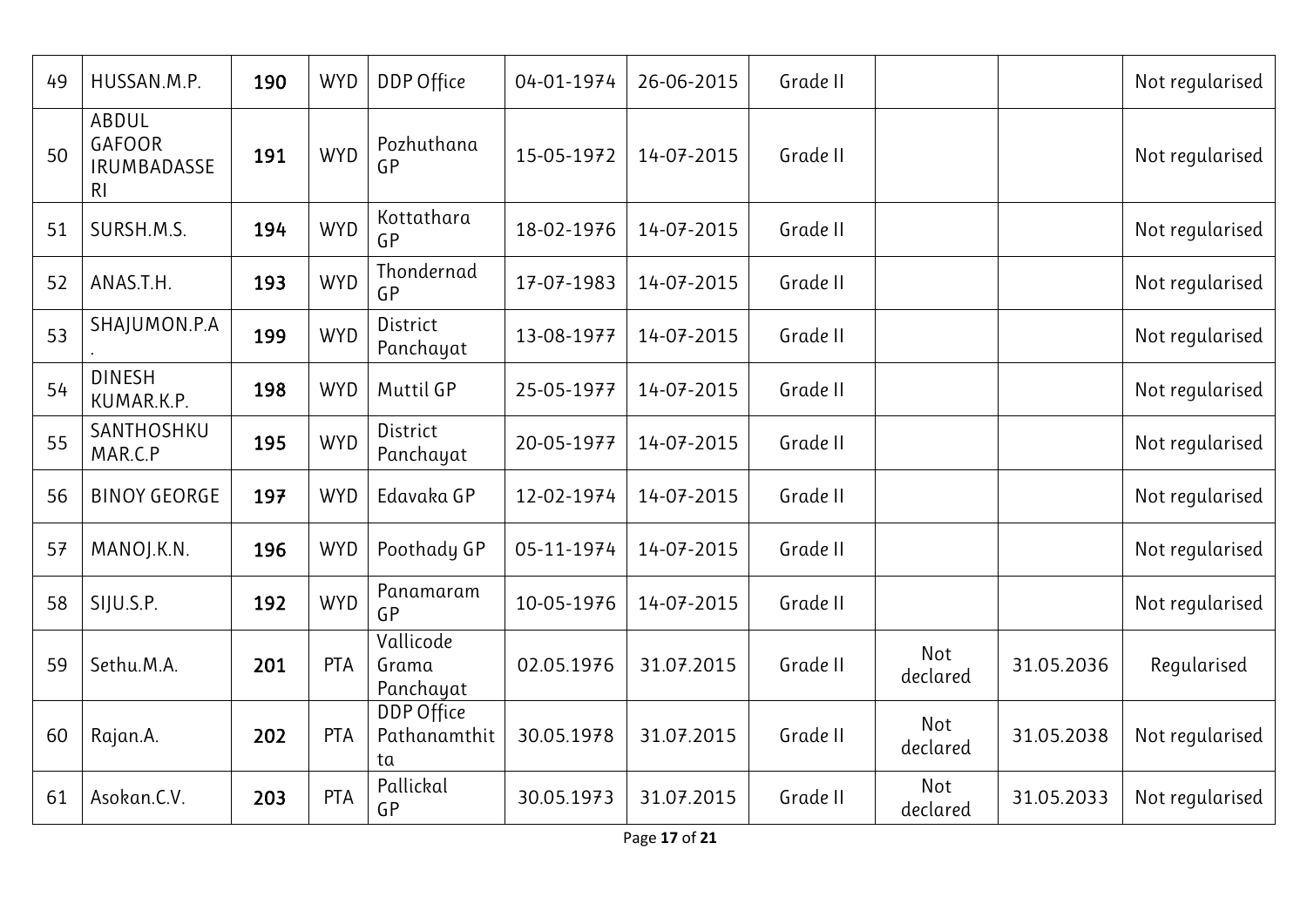| 49 | HUSSAN.M.P. | **190** | WYD | DDP Office | 04-01-1974 | 26-06-2015 | Grade II | | | Not regularised |
|---|---|---|---|---|---|---|---|---|---|---|
| 50 | ABDUL GAFOOR IRUMBADASSERI | **191** | WYD | Pozhuthana GP | 15-05-1972 | 14-07-2015 | Grade II | | | Not regularised |
| 51 | SURSH.M.S. | **194** | WYD | Kottathara GP | 18-02-1976 | 14-07-2015 | Grade II | | | Not regularised |
| 52 | ANAS.T.H. | **193** | WYD | Thondernad GP | 17-07-1983 | 14-07-2015 | Grade II | | | Not regularised |
| 53 | SHAJUMON.P.A. | **199** | WYD | District Panchayat | 13-08-1977 | 14-07-2015 | Grade II | | | Not regularised |
| 54 | DINESH KUMAR.K.P. | **198** | WYD | Muttil GP | 25-05-1977 | 14-07-2015 | Grade II | | | Not regularised |
| 55 | SANTHOSHKUMAR.C.P | **195** | WYD | District Panchayat | 20-05-1977 | 14-07-2015 | Grade II | | | Not regularised |
| 56 | BINOY GEORGE | **197** | WYD | Edavaka GP | 12-02-1974 | 14-07-2015 | Grade II | | | Not regularised |
| 57 | MANOJ.K.N. | **196** | WYD | Poothady GP | 05-11-1974 | 14-07-2015 | Grade II | | | Not regularised |
| 58 | SIJU.S.P. | **192** | WYD | Panamaram GP | 10-05-1976 | 14-07-2015 | Grade II | | | Not regularised |
| 59 | Sethu.M.A. | **201** | PTA | Vallicode Grama Panchayat | 02.05.1976 | 31.07.2015 | Grade II | Not declared | 31.05.2036 | Regularised |
| 60 | Rajan.A. | **202** | PTA | DDP Office Pathanamthitta | 30.05.1978 | 31.07.2015 | Grade II | Not declared | 31.05.2038 | Not regularised |
| 61 | Asokan.C.V. | **203** | PTA | Pallickal GP | 30.05.1973 | 31.07.2015 | Grade II | Not declared | 31.05.2033 | Not regularised |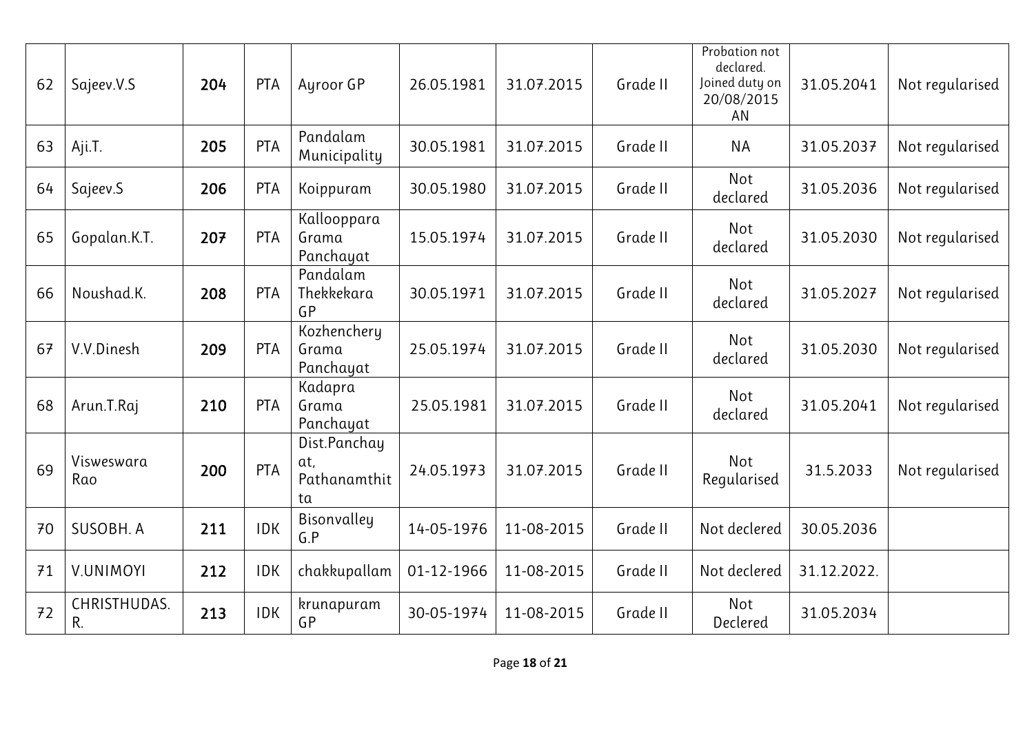| 62 | Sajeev.V.S | 204 | PTA | Ayroor GP | 26.05.1981 | 31.07.2015 | Grade II | Probation not declared. Joined duty on 20/08/2015 AN | 31.05.2041 | Not regularised |
|---|---|---|---|---|---|---|---|---|---|---|
| 63 | Aji.T. | 205 | PTA | Pandalam Municipality | 30.05.1981 | 31.07.2015 | Grade II | NA | 31.05.2037 | Not regularised |
| 64 | Sajeev.S | 206 | PTA | Koippuram | 30.05.1980 | 31.07.2015 | Grade II | Not declared | 31.05.2036 | Not regularised |
| 65 | Gopalan.K.T. | 207 | PTA | Kallooppara Grama Panchayat | 15.05.1974 | 31.07.2015 | Grade II | Not declared | 31.05.2030 | Not regularised |
| 66 | Noushad.K. | 208 | PTA | Pandalam Thekkekara GP | 30.05.1971 | 31.07.2015 | Grade II | Not declared | 31.05.2027 | Not regularised |
| 67 | V.V.Dinesh | 209 | PTA | Kozhenchery Grama Panchayat | 25.05.1974 | 31.07.2015 | Grade II | Not declared | 31.05.2030 | Not regularised |
| 68 | Arun.T.Raj | 210 | PTA | Kadapra Grama Panchayat | 25.05.1981 | 31.07.2015 | Grade II | Not declared | 31.05.2041 | Not regularised |
| 69 | Visweswara Rao | 200 | PTA | Dist.Panchayat, Pathanamthitta | 24.05.1973 | 31.07.2015 | Grade II | Not Regularised | 31.5.2033 | Not regularised |
| 70 | SUSOBH. A | 211 | IDK | Bisonvalley G.P | 14-05-1976 | 11-08-2015 | Grade II | Not declered | 30.05.2036 | |
| 71 | V.UNIMOYI | 212 | IDK | chakkupallam | 01-12-1966 | 11-08-2015 | Grade II | Not declered | 31.12.2022. | |
| 72 | CHRISTHUDAS. R. | 213 | IDK | krunapuram GP | 30-05-1974 | 11-08-2015 | Grade II | Not Declered | 31.05.2034 | |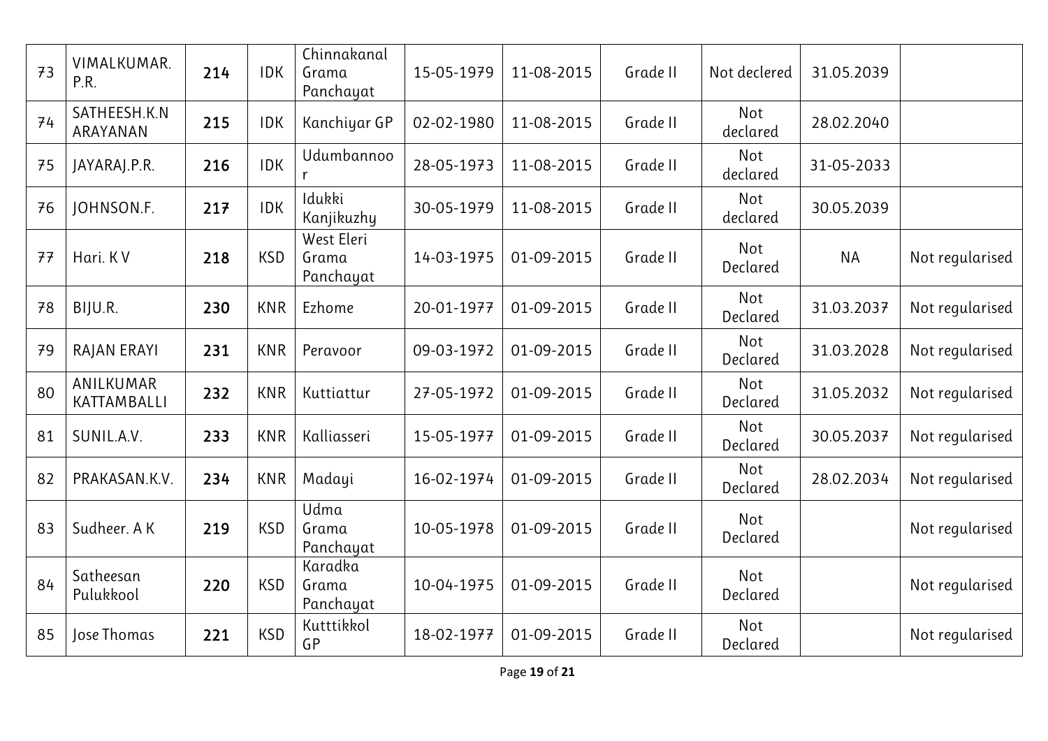| 73 | VIMALKUMAR. P.R. | 214 | IDK | Chinnakanal Grama Panchayat | 15-05-1979 | 11-08-2015 | Grade II | Not declered | 31.05.2039 | |
|---|---|---|---|---|---|---|---|---|---|---|
| 74 | SATHEESH.K.N ARAYANAN | 215 | IDK | Kanchiyar GP | 02-02-1980 | 11-08-2015 | Grade II | Not declared | 28.02.2040 | |
| 75 | JAYARAJ.P.R. | 216 | IDK | Udumbannoo r | 28-05-1973 | 11-08-2015 | Grade II | Not declared | 31-05-2033 | |
| 76 | JOHNSON.F. | 217 | IDK | Idukki Kanjikuzhy | 30-05-1979 | 11-08-2015 | Grade II | Not declared | 30.05.2039 | |
| 77 | Hari. K V | 218 | KSD | West Eleri Grama Panchayat | 14-03-1975 | 01-09-2015 | Grade II | Not Declared | NA | Not regularised |
| 78 | BIJU.R. | 230 | KNR | Ezhome | 20-01-1977 | 01-09-2015 | Grade II | Not Declared | 31.03.2037 | Not regularised |
| 79 | RAJAN ERAYI | 231 | KNR | Peravoor | 09-03-1972 | 01-09-2015 | Grade II | Not Declared | 31.03.2028 | Not regularised |
| 80 | ANILKUMAR KATTAMBALLI | 232 | KNR | Kuttiattur | 27-05-1972 | 01-09-2015 | Grade II | Not Declared | 31.05.2032 | Not regularised |
| 81 | SUNIL.A.V. | 233 | KNR | Kalliasseri | 15-05-1977 | 01-09-2015 | Grade II | Not Declared | 30.05.2037 | Not regularised |
| 82 | PRAKASAN.K.V. | 234 | KNR | Madayi | 16-02-1974 | 01-09-2015 | Grade II | Not Declared | 28.02.2034 | Not regularised |
| 83 | Sudheer. A K | 219 | KSD | Udma Grama Panchayat | 10-05-1978 | 01-09-2015 | Grade II | Not Declared | | Not regularised |
| 84 | Satheesan Pulukkool | 220 | KSD | Karadka Grama Panchayat | 10-04-1975 | 01-09-2015 | Grade II | Not Declared | | Not regularised |
| 85 | Jose Thomas | 221 | KSD | Kutttikkol GP | 18-02-1977 | 01-09-2015 | Grade II | Not Declared | | Not regularised |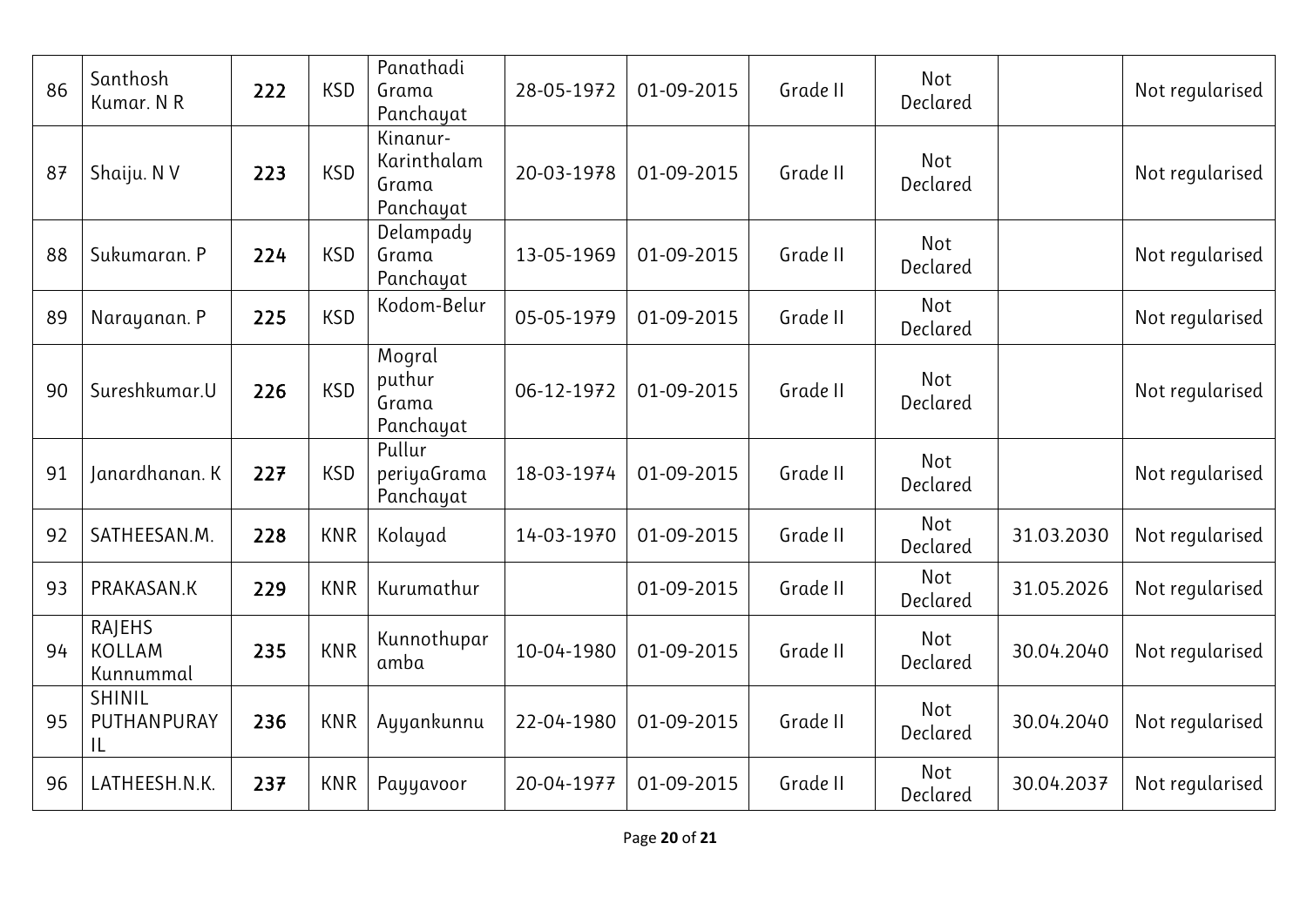| 86 | Santhosh Kumar. N R | 222 | KSD | Panathadi Grama Panchayat | 28-05-1972 | 01-09-2015 | Grade II | Not Declared | | Not regularised |
|---|---|---|---|---|---|---|---|---|---|---|
| 87 | Shaiju. N V | 223 | KSD | Kinanur-Karinthalam Grama Panchayat | 20-03-1978 | 01-09-2015 | Grade II | Not Declared | | Not regularised |
| 88 | Sukumaran. P | 224 | KSD | Delampady Grama Panchayat | 13-05-1969 | 01-09-2015 | Grade II | Not Declared | | Not regularised |
| 89 | Narayanan. P | 225 | KSD | Kodom-Belur | 05-05-1979 | 01-09-2015 | Grade II | Not Declared | | Not regularised |
| 90 | Sureshkumar.U | 226 | KSD | Mogral puthur Grama Panchayat | 06-12-1972 | 01-09-2015 | Grade II | Not Declared | | Not regularised |
| 91 | Janardhanan. K | 227 | KSD | Pullur periyaGrama Panchayat | 18-03-1974 | 01-09-2015 | Grade II | Not Declared | | Not regularised |
| 92 | SATHEESAN.M. | 228 | KNR | Kolayad | 14-03-1970 | 01-09-2015 | Grade II | Not Declared | 31.03.2030 | Not regularised |
| 93 | PRAKASAN.K | 229 | KNR | Kurumathur | | 01-09-2015 | Grade II | Not Declared | 31.05.2026 | Not regularised |
| 94 | RAJEHS KOLLAM Kunnummal | 235 | KNR | Kunnothuparamba | 10-04-1980 | 01-09-2015 | Grade II | Not Declared | 30.04.2040 | Not regularised |
| 95 | SHINIL PUTHANPURAYIL | 236 | KNR | Ayyankunnu | 22-04-1980 | 01-09-2015 | Grade II | Not Declared | 30.04.2040 | Not regularised |
| 96 | LATHEESH.N.K. | 237 | KNR | Payyavoor | 20-04-1977 | 01-09-2015 | Grade II | Not Declared | 30.04.2037 | Not regularised |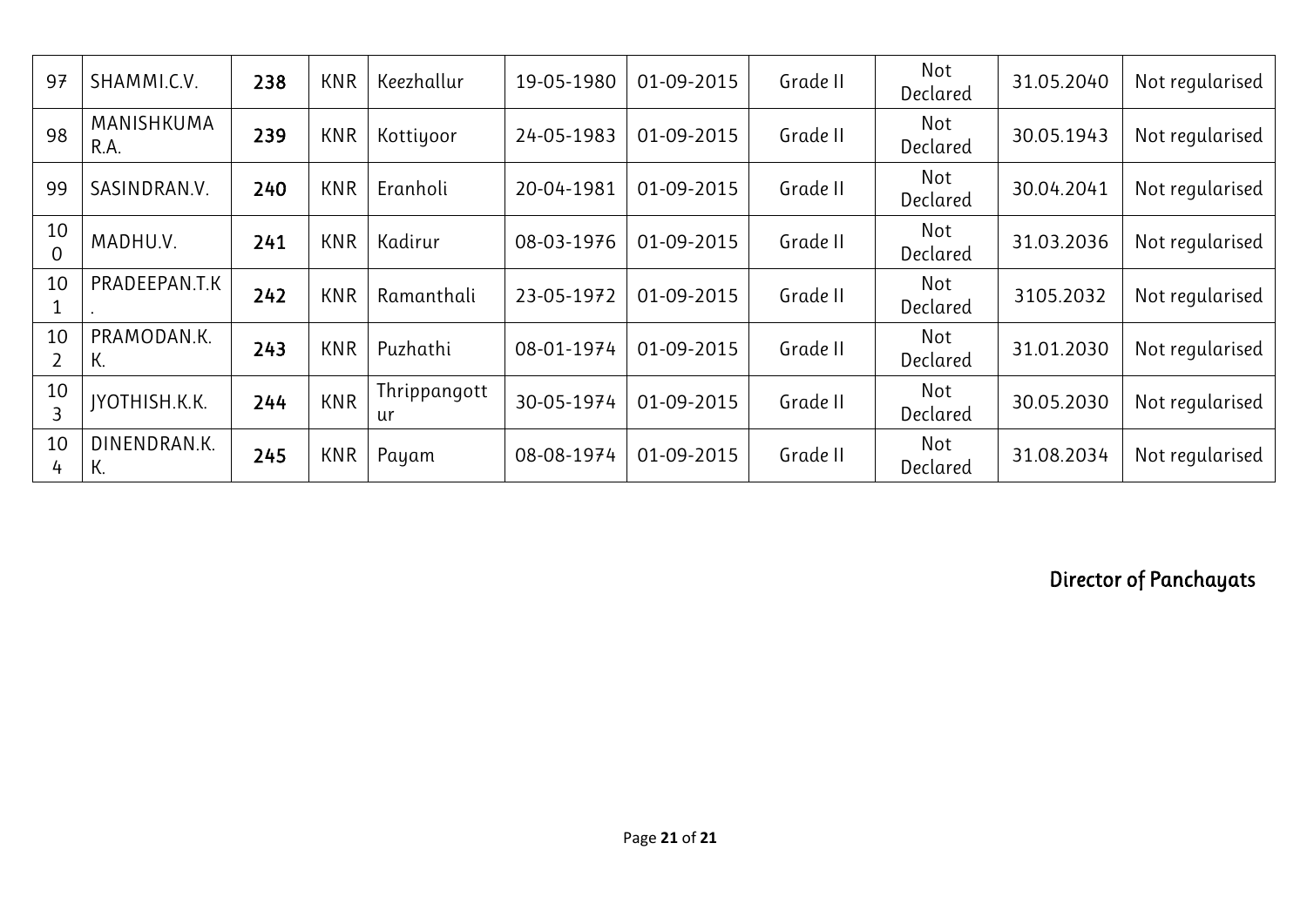| | | | | | | | | | | |
|---|---|---|---|---|---|---|---|---|---|---|
| 97 | SHAMMI.C.V. | **238** | KNR | Keezhallur | 19-05-1980 | 01-09-2015 | Grade II | Not Declared | 31.05.2040 | Not regularised |
| 98 | MANISHKUMAR.A. | **239** | KNR | Kottiyoor | 24-05-1983 | 01-09-2015 | Grade II | Not Declared | 30.05.1943 | Not regularised |
| 99 | SASINDRAN.V. | **240** | KNR | Eranholi | 20-04-1981 | 01-09-2015 | Grade II | Not Declared | 30.04.2041 | Not regularised |
| 100 | MADHU.V. | **241** | KNR | Kadirur | 08-03-1976 | 01-09-2015 | Grade II | Not Declared | 31.03.2036 | Not regularised |
| 101 | PRADEEPAN.T.K. | **242** | KNR | Ramanthali | 23-05-1972 | 01-09-2015 | Grade II | Not Declared | 3105.2032 | Not regularised |
| 102 | PRAMODAN.K.K. | **243** | KNR | Puzhathi | 08-01-1974 | 01-09-2015 | Grade II | Not Declared | 31.01.2030 | Not regularised |
| 103 | JYOTHISH.K.K. | **244** | KNR | Thrippangottur | 30-05-1974 | 01-09-2015 | Grade II | Not Declared | 30.05.2030 | Not regularised |
| 104 | DINENDRAN.K.K. | **245** | KNR | Payam | 08-08-1974 | 01-09-2015 | Grade II | Not Declared | 31.08.2034 | Not regularised |

Director of Panchayats